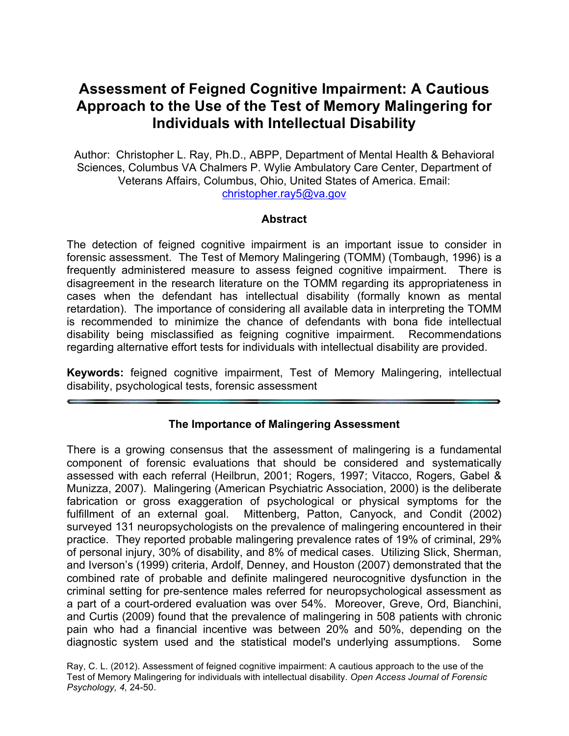# Assessment of Feigned Cognitive Impairment: A Cautious Approach to the Use of the Test of Memory Malingering for Individuals with Intellectual Disability

Author: Christopher L. Ray, Ph.D., ABPP, Department of Mental Health & Behavioral Sciences, Columbus VA Chalmers P. Wylie Ambulatory Care Center, Department of Veterans Affairs, Columbus, Ohio, United States of America. Email: christopher.ray5@va.gov

### Abstract

The detection of feigned cognitive impairment is an important issue to consider in forensic assessment. The Test of Memory Malingering (TOMM) (Tombaugh, 1996) is a frequently administered measure to assess feigned cognitive impairment. There is disagreement in the research literature on the TOMM regarding its appropriateness in cases when the defendant has intellectual disability (formally known as mental retardation). The importance of considering all available data in interpreting the TOMM is recommended to minimize the chance of defendants with bona fide intellectual disability being misclassified as feigning cognitive impairment. Recommendations regarding alternative effort tests for individuals with intellectual disability are provided.

**Keywords:** feigned cognitive impairment, Test of Memory Malingering, intellectual disability, psychological tests, forensic assessment

---

## The Importance of Malingering Assessment

There is a growing consensus that the assessment of malingering is a fundamental component of forensic evaluations that should be considered and systematically assessed with each referral (Heilbrun, 2001; Rogers, 1997; Vitacco, Rogers, Gabel & Munizza, 2007). Malingering (American Psychiatric Association, 2000) is the deliberate fabrication or gross exaggeration of psychological or physical symptoms for the fulfillment of an external goal. Mittenberg, Patton, Canyock, and Condit (2002) surveyed 131 neuropsychologists on the prevalence of malingering encountered in their practice. They reported probable malingering prevalence rates of 19% of criminal, 29% of personal injury, 30% of disability, and 8% of medical cases. Utilizing Slick, Sherman, and Iverson's (1999) criteria, Ardolf, Denney, and Houston (2007) demonstrated that the combined rate of probable and definite malingered neurocognitive dysfunction in the criminal setting for pre-sentence males referred for neuropsychological assessment as a part of a court-ordered evaluation was over 54%. Moreover, Greve, Ord, Bianchini, and Curtis (2009) found that the prevalence of malingering in 508 patients with chronic pain who had a financial incentive was between 20% and 50%, depending on the diagnostic system used and the statistical model's underlying assumptions. Some

Ray, C. L. (2012). Assessment of feigned cognitive impairment: A cautious approach to the use of the Test of Memory Malingering for individuals with intellectual disability. *Open Access Journal of Forensic Psychology, 4,* 24-50.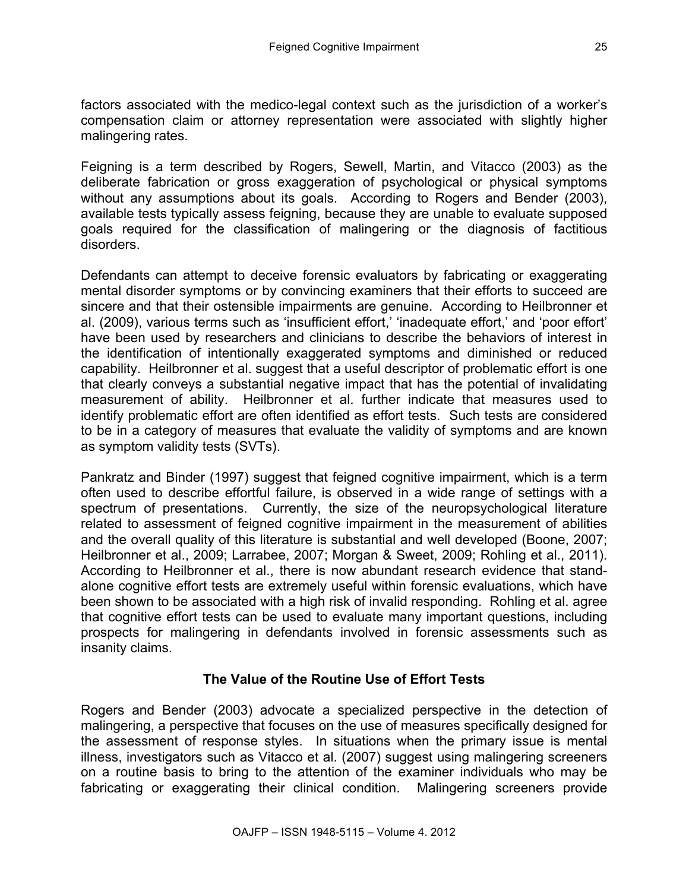factors associated with the medico-legal context such as the jurisdiction of a worker's compensation claim or attorney representation were associated with slightly higher malingering rates.

Feigning is a term described by Rogers, Sewell, Martin, and Vitacco (2003) as the deliberate fabrication or gross exaggeration of psychological or physical symptoms without any assumptions about its goals. According to Rogers and Bender (2003), available tests typically assess feigning, because they are unable to evaluate supposed goals required for the classification of malingering or the diagnosis of factitious disorders.

Defendants can attempt to deceive forensic evaluators by fabricating or exaggerating mental disorder symptoms or by convincing examiners that their efforts to succeed are sincere and that their ostensible impairments are genuine. According to Heilbronner et al. (2009), various terms such as 'insufficient effort,' 'inadequate effort,' and 'poor effort' have been used by researchers and clinicians to describe the behaviors of interest in the identification of intentionally exaggerated symptoms and diminished or reduced capability. Heilbronner et al. suggest that a useful descriptor of problematic effort is one that clearly conveys a substantial negative impact that has the potential of invalidating measurement of ability. Heilbronner et al. further indicate that measures used to identify problematic effort are often identified as effort tests. Such tests are considered to be in a category of measures that evaluate the validity of symptoms and are known as symptom validity tests (SVTs).

Pankratz and Binder (1997) suggest that feigned cognitive impairment, which is a term often used to describe effortful failure, is observed in a wide range of settings with a spectrum of presentations. Currently, the size of the neuropsychological literature related to assessment of feigned cognitive impairment in the measurement of abilities and the overall quality of this literature is substantial and well developed (Boone, 2007; Heilbronner et al., 2009; Larrabee, 2007; Morgan & Sweet, 2009; Rohling et al., 2011). According to Heilbronner et al., there is now abundant research evidence that stand-alone cognitive effort tests are extremely useful within forensic evaluations, which have been shown to be associated with a high risk of invalid responding. Rohling et al. agree that cognitive effort tests can be used to evaluate many important questions, including prospects for malingering in defendants involved in forensic assessments such as insanity claims.

## The Value of the Routine Use of Effort Tests

Rogers and Bender (2003) advocate a specialized perspective in the detection of malingering, a perspective that focuses on the use of measures specifically designed for the assessment of response styles. In situations when the primary issue is mental illness, investigators such as Vitacco et al. (2007) suggest using malingering screeners on a routine basis to bring to the attention of the examiner individuals who may be fabricating or exaggerating their clinical condition. Malingering screeners provide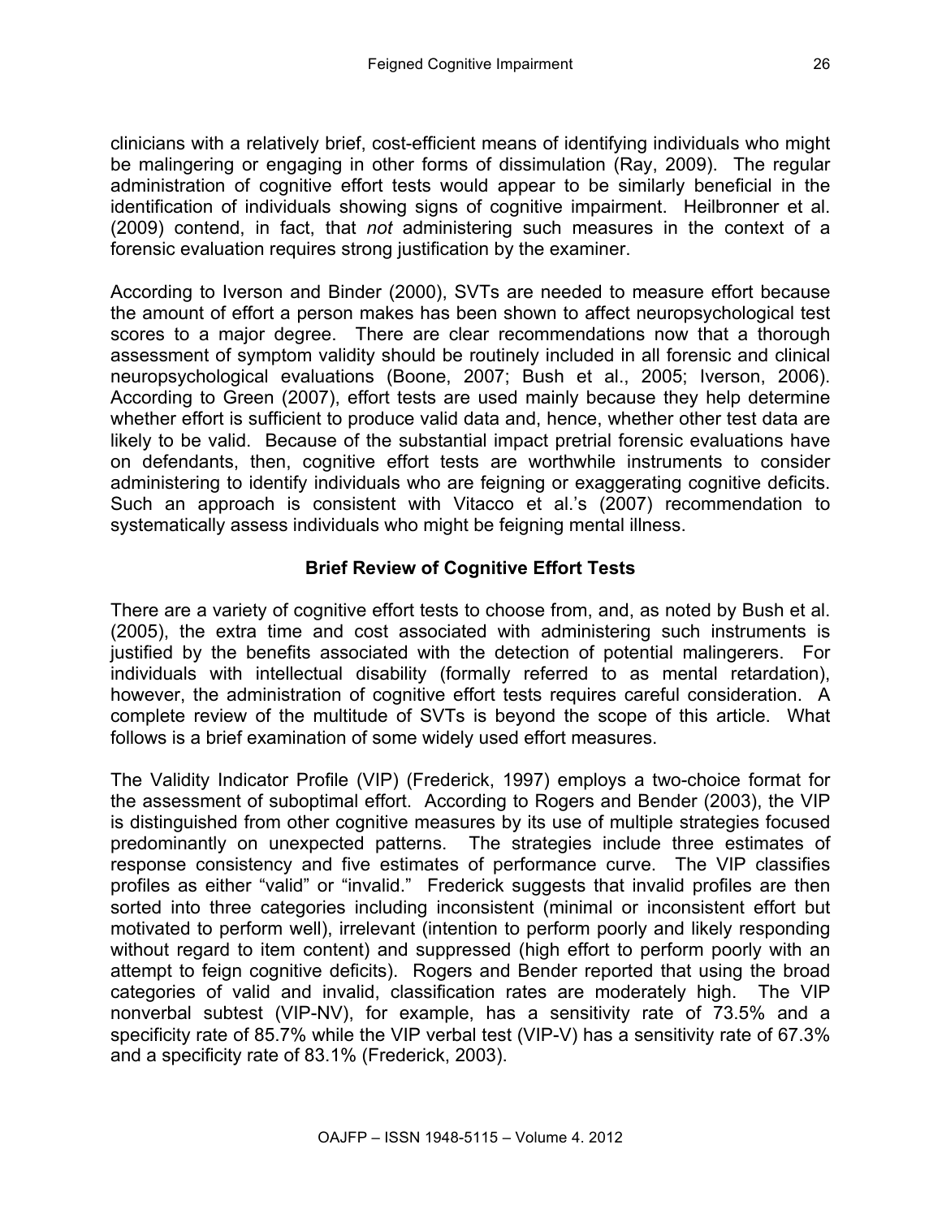clinicians with a relatively brief, cost-efficient means of identifying individuals who might be malingering or engaging in other forms of dissimulation (Ray, 2009). The regular administration of cognitive effort tests would appear to be similarly beneficial in the identification of individuals showing signs of cognitive impairment. Heilbronner et al. (2009) contend, in fact, that *not* administering such measures in the context of a forensic evaluation requires strong justification by the examiner.

According to Iverson and Binder (2000), SVTs are needed to measure effort because the amount of effort a person makes has been shown to affect neuropsychological test scores to a major degree. There are clear recommendations now that a thorough assessment of symptom validity should be routinely included in all forensic and clinical neuropsychological evaluations (Boone, 2007; Bush et al., 2005; Iverson, 2006). According to Green (2007), effort tests are used mainly because they help determine whether effort is sufficient to produce valid data and, hence, whether other test data are likely to be valid. Because of the substantial impact pretrial forensic evaluations have on defendants, then, cognitive effort tests are worthwhile instruments to consider administering to identify individuals who are feigning or exaggerating cognitive deficits. Such an approach is consistent with Vitacco et al.'s (2007) recommendation to systematically assess individuals who might be feigning mental illness.

## Brief Review of Cognitive Effort Tests

There are a variety of cognitive effort tests to choose from, and, as noted by Bush et al. (2005), the extra time and cost associated with administering such instruments is justified by the benefits associated with the detection of potential malingerers. For individuals with intellectual disability (formally referred to as mental retardation), however, the administration of cognitive effort tests requires careful consideration. A complete review of the multitude of SVTs is beyond the scope of this article. What follows is a brief examination of some widely used effort measures.

The Validity Indicator Profile (VIP) (Frederick, 1997) employs a two-choice format for the assessment of suboptimal effort. According to Rogers and Bender (2003), the VIP is distinguished from other cognitive measures by its use of multiple strategies focused predominantly on unexpected patterns. The strategies include three estimates of response consistency and five estimates of performance curve. The VIP classifies profiles as either "valid" or "invalid." Frederick suggests that invalid profiles are then sorted into three categories including inconsistent (minimal or inconsistent effort but motivated to perform well), irrelevant (intention to perform poorly and likely responding without regard to item content) and suppressed (high effort to perform poorly with an attempt to feign cognitive deficits). Rogers and Bender reported that using the broad categories of valid and invalid, classification rates are moderately high. The VIP nonverbal subtest (VIP-NV), for example, has a sensitivity rate of 73.5% and a specificity rate of 85.7% while the VIP verbal test (VIP-V) has a sensitivity rate of 67.3% and a specificity rate of 83.1% (Frederick, 2003).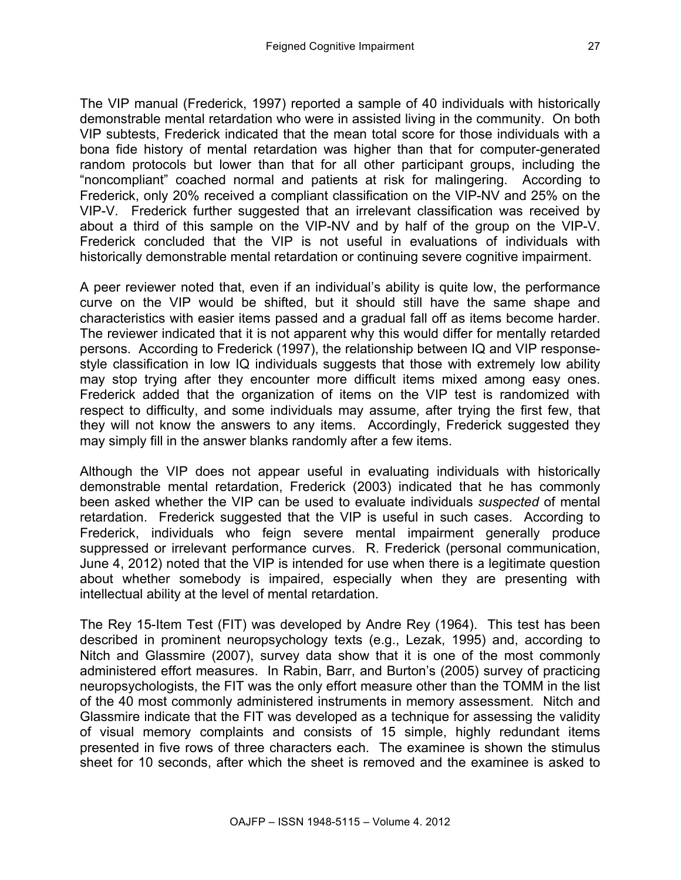The VIP manual (Frederick, 1997) reported a sample of 40 individuals with historically demonstrable mental retardation who were in assisted living in the community. On both VIP subtests, Frederick indicated that the mean total score for those individuals with a bona fide history of mental retardation was higher than that for computer-generated random protocols but lower than that for all other participant groups, including the "noncompliant" coached normal and patients at risk for malingering. According to Frederick, only 20% received a compliant classification on the VIP-NV and 25% on the VIP-V. Frederick further suggested that an irrelevant classification was received by about a third of this sample on the VIP-NV and by half of the group on the VIP-V. Frederick concluded that the VIP is not useful in evaluations of individuals with historically demonstrable mental retardation or continuing severe cognitive impairment.

A peer reviewer noted that, even if an individual's ability is quite low, the performance curve on the VIP would be shifted, but it should still have the same shape and characteristics with easier items passed and a gradual fall off as items become harder. The reviewer indicated that it is not apparent why this would differ for mentally retarded persons. According to Frederick (1997), the relationship between IQ and VIP response-style classification in low IQ individuals suggests that those with extremely low ability may stop trying after they encounter more difficult items mixed among easy ones. Frederick added that the organization of items on the VIP test is randomized with respect to difficulty, and some individuals may assume, after trying the first few, that they will not know the answers to any items. Accordingly, Frederick suggested they may simply fill in the answer blanks randomly after a few items.

Although the VIP does not appear useful in evaluating individuals with historically demonstrable mental retardation, Frederick (2003) indicated that he has commonly been asked whether the VIP can be used to evaluate individuals *suspected* of mental retardation. Frederick suggested that the VIP is useful in such cases. According to Frederick, individuals who feign severe mental impairment generally produce suppressed or irrelevant performance curves. R. Frederick (personal communication, June 4, 2012) noted that the VIP is intended for use when there is a legitimate question about whether somebody is impaired, especially when they are presenting with intellectual ability at the level of mental retardation.

The Rey 15-Item Test (FIT) was developed by Andre Rey (1964). This test has been described in prominent neuropsychology texts (e.g., Lezak, 1995) and, according to Nitch and Glassmire (2007), survey data show that it is one of the most commonly administered effort measures. In Rabin, Barr, and Burton's (2005) survey of practicing neuropsychologists, the FIT was the only effort measure other than the TOMM in the list of the 40 most commonly administered instruments in memory assessment. Nitch and Glassmire indicate that the FIT was developed as a technique for assessing the validity of visual memory complaints and consists of 15 simple, highly redundant items presented in five rows of three characters each. The examinee is shown the stimulus sheet for 10 seconds, after which the sheet is removed and the examinee is asked to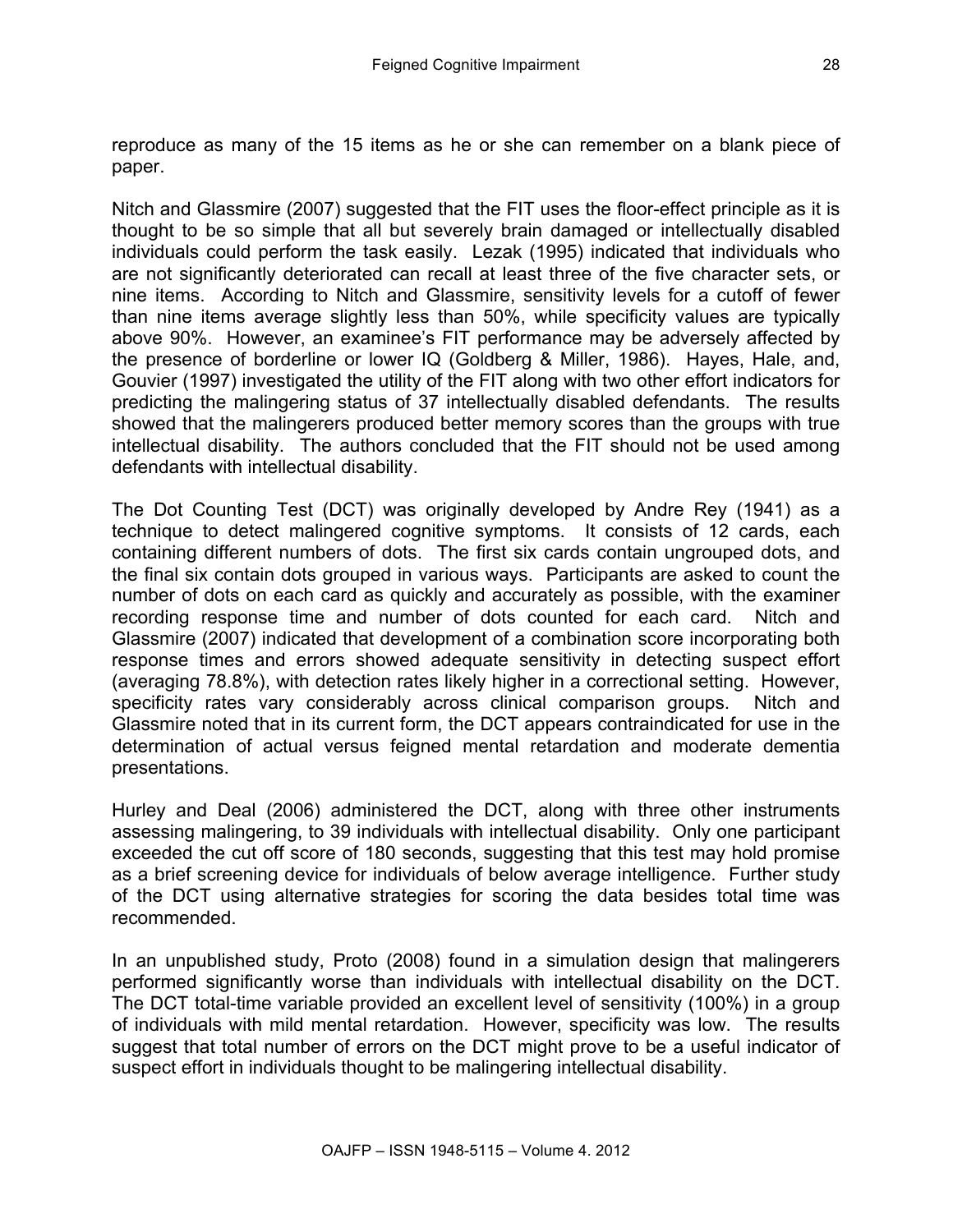reproduce as many of the 15 items as he or she can remember on a blank piece of paper.

Nitch and Glassmire (2007) suggested that the FIT uses the floor-effect principle as it is thought to be so simple that all but severely brain damaged or intellectually disabled individuals could perform the task easily. Lezak (1995) indicated that individuals who are not significantly deteriorated can recall at least three of the five character sets, or nine items. According to Nitch and Glassmire, sensitivity levels for a cutoff of fewer than nine items average slightly less than 50%, while specificity values are typically above 90%. However, an examinee's FIT performance may be adversely affected by the presence of borderline or lower IQ (Goldberg & Miller, 1986). Hayes, Hale, and, Gouvier (1997) investigated the utility of the FIT along with two other effort indicators for predicting the malingering status of 37 intellectually disabled defendants. The results showed that the malingerers produced better memory scores than the groups with true intellectual disability. The authors concluded that the FIT should not be used among defendants with intellectual disability.

The Dot Counting Test (DCT) was originally developed by Andre Rey (1941) as a technique to detect malingered cognitive symptoms. It consists of 12 cards, each containing different numbers of dots. The first six cards contain ungrouped dots, and the final six contain dots grouped in various ways. Participants are asked to count the number of dots on each card as quickly and accurately as possible, with the examiner recording response time and number of dots counted for each card. Nitch and Glassmire (2007) indicated that development of a combination score incorporating both response times and errors showed adequate sensitivity in detecting suspect effort (averaging 78.8%), with detection rates likely higher in a correctional setting. However, specificity rates vary considerably across clinical comparison groups. Nitch and Glassmire noted that in its current form, the DCT appears contraindicated for use in the determination of actual versus feigned mental retardation and moderate dementia presentations.

Hurley and Deal (2006) administered the DCT, along with three other instruments assessing malingering, to 39 individuals with intellectual disability. Only one participant exceeded the cut off score of 180 seconds, suggesting that this test may hold promise as a brief screening device for individuals of below average intelligence. Further study of the DCT using alternative strategies for scoring the data besides total time was recommended.

In an unpublished study, Proto (2008) found in a simulation design that malingerers performed significantly worse than individuals with intellectual disability on the DCT. The DCT total-time variable provided an excellent level of sensitivity (100%) in a group of individuals with mild mental retardation. However, specificity was low. The results suggest that total number of errors on the DCT might prove to be a useful indicator of suspect effort in individuals thought to be malingering intellectual disability.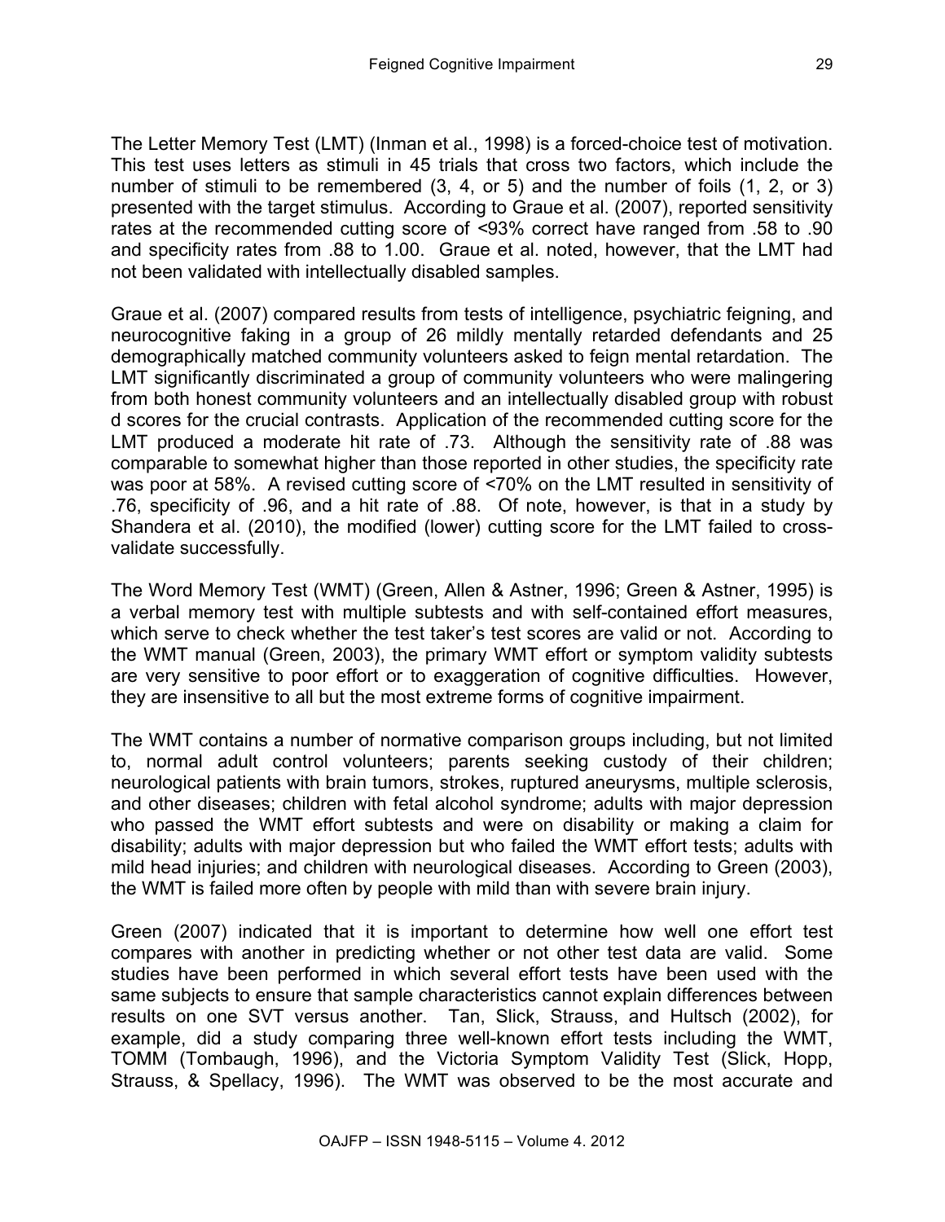The Letter Memory Test (LMT) (Inman et al., 1998) is a forced-choice test of motivation. This test uses letters as stimuli in 45 trials that cross two factors, which include the number of stimuli to be remembered (3, 4, or 5) and the number of foils (1, 2, or 3) presented with the target stimulus. According to Graue et al. (2007), reported sensitivity rates at the recommended cutting score of <93% correct have ranged from .58 to .90 and specificity rates from .88 to 1.00. Graue et al. noted, however, that the LMT had not been validated with intellectually disabled samples.

Graue et al. (2007) compared results from tests of intelligence, psychiatric feigning, and neurocognitive faking in a group of 26 mildly mentally retarded defendants and 25 demographically matched community volunteers asked to feign mental retardation. The LMT significantly discriminated a group of community volunteers who were malingering from both honest community volunteers and an intellectually disabled group with robust d scores for the crucial contrasts. Application of the recommended cutting score for the LMT produced a moderate hit rate of .73. Although the sensitivity rate of .88 was comparable to somewhat higher than those reported in other studies, the specificity rate was poor at 58%. A revised cutting score of <70% on the LMT resulted in sensitivity of .76, specificity of .96, and a hit rate of .88. Of note, however, is that in a study by Shandera et al. (2010), the modified (lower) cutting score for the LMT failed to cross-validate successfully.

The Word Memory Test (WMT) (Green, Allen & Astner, 1996; Green & Astner, 1995) is a verbal memory test with multiple subtests and with self-contained effort measures, which serve to check whether the test taker's test scores are valid or not. According to the WMT manual (Green, 2003), the primary WMT effort or symptom validity subtests are very sensitive to poor effort or to exaggeration of cognitive difficulties. However, they are insensitive to all but the most extreme forms of cognitive impairment.

The WMT contains a number of normative comparison groups including, but not limited to, normal adult control volunteers; parents seeking custody of their children; neurological patients with brain tumors, strokes, ruptured aneurysms, multiple sclerosis, and other diseases; children with fetal alcohol syndrome; adults with major depression who passed the WMT effort subtests and were on disability or making a claim for disability; adults with major depression but who failed the WMT effort tests; adults with mild head injuries; and children with neurological diseases. According to Green (2003), the WMT is failed more often by people with mild than with severe brain injury.

Green (2007) indicated that it is important to determine how well one effort test compares with another in predicting whether or not other test data are valid. Some studies have been performed in which several effort tests have been used with the same subjects to ensure that sample characteristics cannot explain differences between results on one SVT versus another. Tan, Slick, Strauss, and Hultsch (2002), for example, did a study comparing three well-known effort tests including the WMT, TOMM (Tombaugh, 1996), and the Victoria Symptom Validity Test (Slick, Hopp, Strauss, & Spellacy, 1996). The WMT was observed to be the most accurate and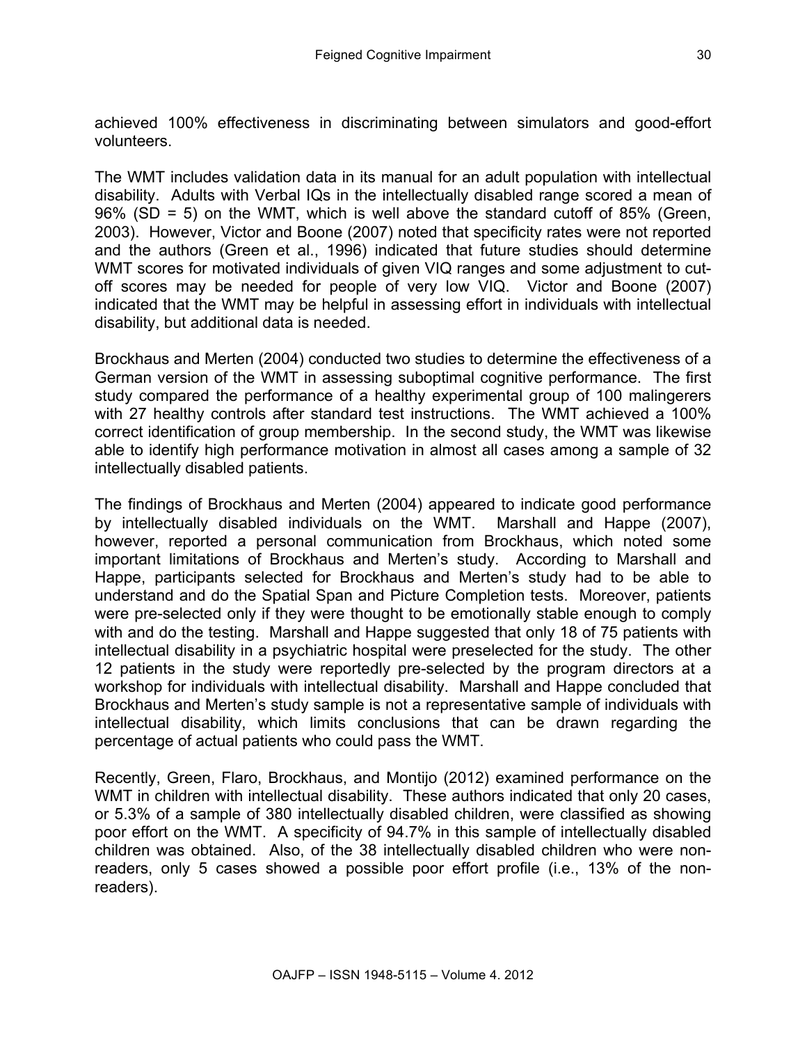achieved 100% effectiveness in discriminating between simulators and good-effort volunteers.

The WMT includes validation data in its manual for an adult population with intellectual disability. Adults with Verbal IQs in the intellectually disabled range scored a mean of 96% (SD = 5) on the WMT, which is well above the standard cutoff of 85% (Green, 2003). However, Victor and Boone (2007) noted that specificity rates were not reported and the authors (Green et al., 1996) indicated that future studies should determine WMT scores for motivated individuals of given VIQ ranges and some adjustment to cut-off scores may be needed for people of very low VIQ. Victor and Boone (2007) indicated that the WMT may be helpful in assessing effort in individuals with intellectual disability, but additional data is needed.

Brockhaus and Merten (2004) conducted two studies to determine the effectiveness of a German version of the WMT in assessing suboptimal cognitive performance. The first study compared the performance of a healthy experimental group of 100 malingerers with 27 healthy controls after standard test instructions. The WMT achieved a 100% correct identification of group membership. In the second study, the WMT was likewise able to identify high performance motivation in almost all cases among a sample of 32 intellectually disabled patients.

The findings of Brockhaus and Merten (2004) appeared to indicate good performance by intellectually disabled individuals on the WMT. Marshall and Happe (2007), however, reported a personal communication from Brockhaus, which noted some important limitations of Brockhaus and Merten's study. According to Marshall and Happe, participants selected for Brockhaus and Merten's study had to be able to understand and do the Spatial Span and Picture Completion tests. Moreover, patients were pre-selected only if they were thought to be emotionally stable enough to comply with and do the testing. Marshall and Happe suggested that only 18 of 75 patients with intellectual disability in a psychiatric hospital were preselected for the study. The other 12 patients in the study were reportedly pre-selected by the program directors at a workshop for individuals with intellectual disability. Marshall and Happe concluded that Brockhaus and Merten's study sample is not a representative sample of individuals with intellectual disability, which limits conclusions that can be drawn regarding the percentage of actual patients who could pass the WMT.

Recently, Green, Flaro, Brockhaus, and Montijo (2012) examined performance on the WMT in children with intellectual disability. These authors indicated that only 20 cases, or 5.3% of a sample of 380 intellectually disabled children, were classified as showing poor effort on the WMT. A specificity of 94.7% in this sample of intellectually disabled children was obtained. Also, of the 38 intellectually disabled children who were non-readers, only 5 cases showed a possible poor effort profile (i.e., 13% of the non-readers).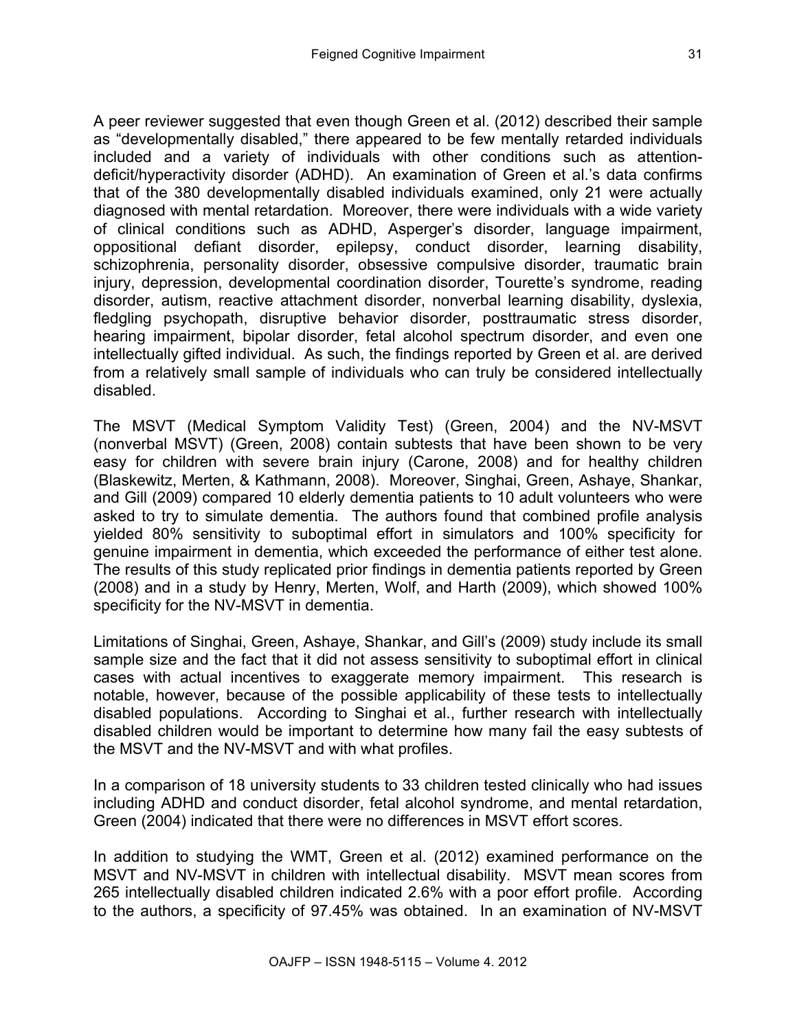A peer reviewer suggested that even though Green et al. (2012) described their sample as "developmentally disabled," there appeared to be few mentally retarded individuals included and a variety of individuals with other conditions such as attention-deficit/hyperactivity disorder (ADHD). An examination of Green et al.'s data confirms that of the 380 developmentally disabled individuals examined, only 21 were actually diagnosed with mental retardation. Moreover, there were individuals with a wide variety of clinical conditions such as ADHD, Asperger's disorder, language impairment, oppositional defiant disorder, epilepsy, conduct disorder, learning disability, schizophrenia, personality disorder, obsessive compulsive disorder, traumatic brain injury, depression, developmental coordination disorder, Tourette's syndrome, reading disorder, autism, reactive attachment disorder, nonverbal learning disability, dyslexia, fledgling psychopath, disruptive behavior disorder, posttraumatic stress disorder, hearing impairment, bipolar disorder, fetal alcohol spectrum disorder, and even one intellectually gifted individual. As such, the findings reported by Green et al. are derived from a relatively small sample of individuals who can truly be considered intellectually disabled.

The MSVT (Medical Symptom Validity Test) (Green, 2004) and the NV-MSVT (nonverbal MSVT) (Green, 2008) contain subtests that have been shown to be very easy for children with severe brain injury (Carone, 2008) and for healthy children (Blaskewitz, Merten, & Kathmann, 2008). Moreover, Singhai, Green, Ashaye, Shankar, and Gill (2009) compared 10 elderly dementia patients to 10 adult volunteers who were asked to try to simulate dementia. The authors found that combined profile analysis yielded 80% sensitivity to suboptimal effort in simulators and 100% specificity for genuine impairment in dementia, which exceeded the performance of either test alone. The results of this study replicated prior findings in dementia patients reported by Green (2008) and in a study by Henry, Merten, Wolf, and Harth (2009), which showed 100% specificity for the NV-MSVT in dementia.

Limitations of Singhai, Green, Ashaye, Shankar, and Gill's (2009) study include its small sample size and the fact that it did not assess sensitivity to suboptimal effort in clinical cases with actual incentives to exaggerate memory impairment. This research is notable, however, because of the possible applicability of these tests to intellectually disabled populations. According to Singhai et al., further research with intellectually disabled children would be important to determine how many fail the easy subtests of the MSVT and the NV-MSVT and with what profiles.

In a comparison of 18 university students to 33 children tested clinically who had issues including ADHD and conduct disorder, fetal alcohol syndrome, and mental retardation, Green (2004) indicated that there were no differences in MSVT effort scores.

In addition to studying the WMT, Green et al. (2012) examined performance on the MSVT and NV-MSVT in children with intellectual disability. MSVT mean scores from 265 intellectually disabled children indicated 2.6% with a poor effort profile. According to the authors, a specificity of 97.45% was obtained. In an examination of NV-MSVT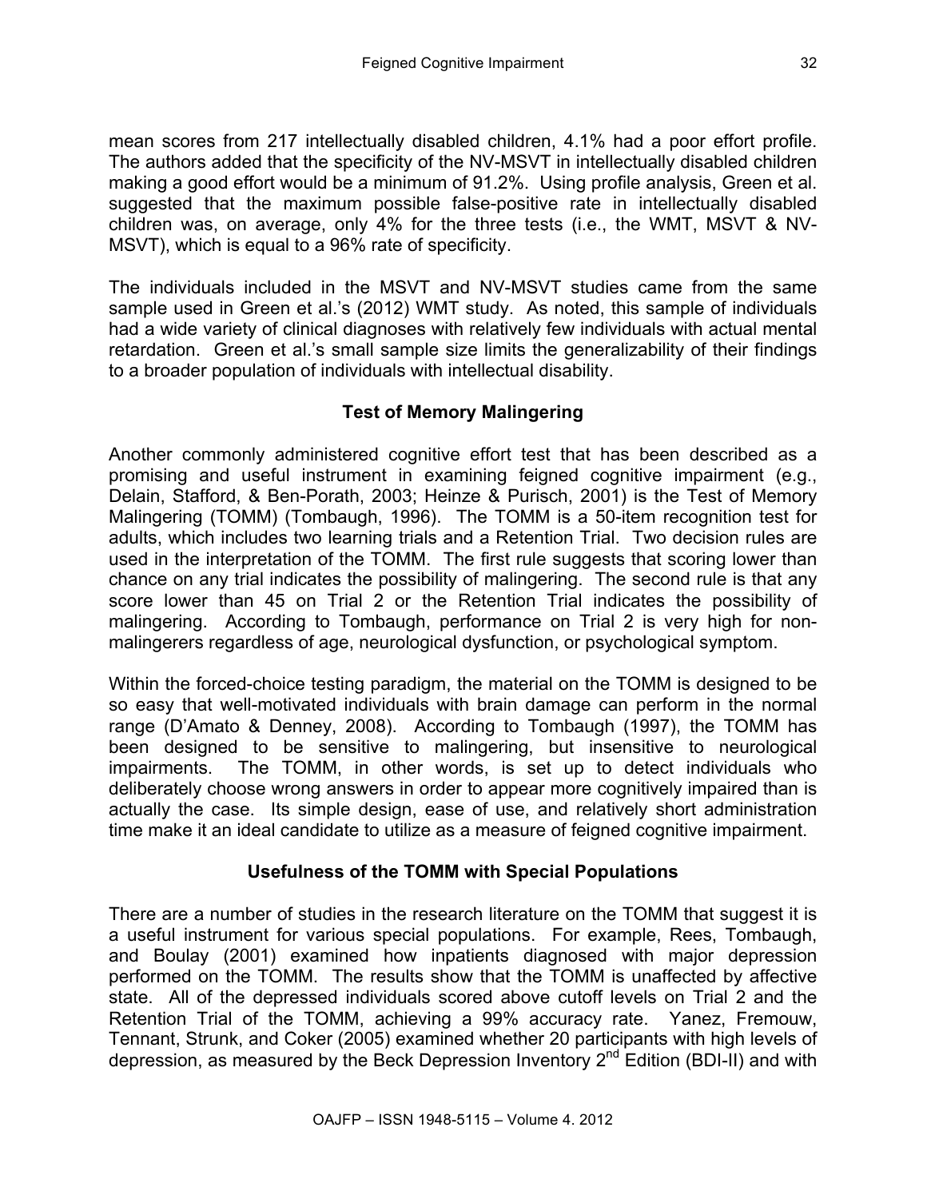mean scores from 217 intellectually disabled children, 4.1% had a poor effort profile. The authors added that the specificity of the NV-MSVT in intellectually disabled children making a good effort would be a minimum of 91.2%. Using profile analysis, Green et al. suggested that the maximum possible false-positive rate in intellectually disabled children was, on average, only 4% for the three tests (i.e., the WMT, MSVT & NV-MSVT), which is equal to a 96% rate of specificity.

The individuals included in the MSVT and NV-MSVT studies came from the same sample used in Green et al.'s (2012) WMT study. As noted, this sample of individuals had a wide variety of clinical diagnoses with relatively few individuals with actual mental retardation. Green et al.'s small sample size limits the generalizability of their findings to a broader population of individuals with intellectual disability.

## Test of Memory Malingering

Another commonly administered cognitive effort test that has been described as a promising and useful instrument in examining feigned cognitive impairment (e.g., Delain, Stafford, & Ben-Porath, 2003; Heinze & Purisch, 2001) is the Test of Memory Malingering (TOMM) (Tombaugh, 1996). The TOMM is a 50-item recognition test for adults, which includes two learning trials and a Retention Trial. Two decision rules are used in the interpretation of the TOMM. The first rule suggests that scoring lower than chance on any trial indicates the possibility of malingering. The second rule is that any score lower than 45 on Trial 2 or the Retention Trial indicates the possibility of malingering. According to Tombaugh, performance on Trial 2 is very high for non-malingerers regardless of age, neurological dysfunction, or psychological symptom.

Within the forced-choice testing paradigm, the material on the TOMM is designed to be so easy that well-motivated individuals with brain damage can perform in the normal range (D'Amato & Denney, 2008). According to Tombaugh (1997), the TOMM has been designed to be sensitive to malingering, but insensitive to neurological impairments. The TOMM, in other words, is set up to detect individuals who deliberately choose wrong answers in order to appear more cognitively impaired than is actually the case. Its simple design, ease of use, and relatively short administration time make it an ideal candidate to utilize as a measure of feigned cognitive impairment.

## Usefulness of the TOMM with Special Populations

There are a number of studies in the research literature on the TOMM that suggest it is a useful instrument for various special populations. For example, Rees, Tombaugh, and Boulay (2001) examined how inpatients diagnosed with major depression performed on the TOMM. The results show that the TOMM is unaffected by affective state. All of the depressed individuals scored above cutoff levels on Trial 2 and the Retention Trial of the TOMM, achieving a 99% accuracy rate. Yanez, Fremouw, Tennant, Strunk, and Coker (2005) examined whether 20 participants with high levels of depression, as measured by the Beck Depression Inventory 2nd Edition (BDI-II) and with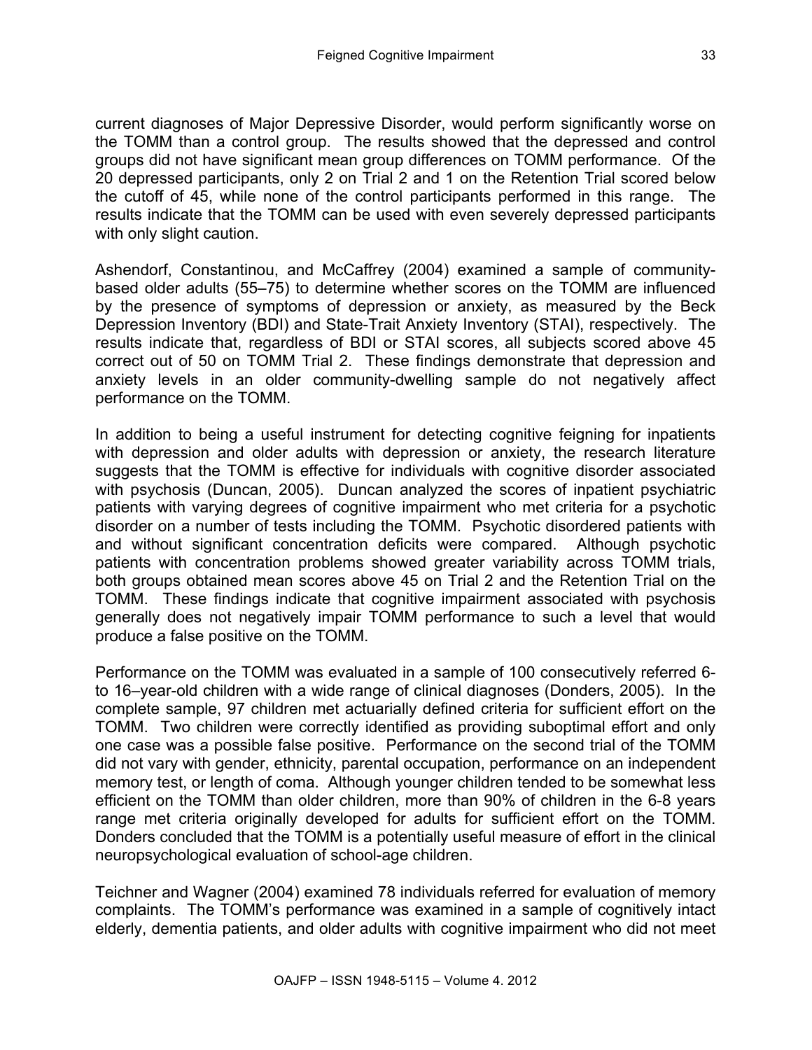current diagnoses of Major Depressive Disorder, would perform significantly worse on the TOMM than a control group. The results showed that the depressed and control groups did not have significant mean group differences on TOMM performance. Of the 20 depressed participants, only 2 on Trial 2 and 1 on the Retention Trial scored below the cutoff of 45, while none of the control participants performed in this range. The results indicate that the TOMM can be used with even severely depressed participants with only slight caution.

Ashendorf, Constantinou, and McCaffrey (2004) examined a sample of community-based older adults (55–75) to determine whether scores on the TOMM are influenced by the presence of symptoms of depression or anxiety, as measured by the Beck Depression Inventory (BDI) and State-Trait Anxiety Inventory (STAI), respectively. The results indicate that, regardless of BDI or STAI scores, all subjects scored above 45 correct out of 50 on TOMM Trial 2. These findings demonstrate that depression and anxiety levels in an older community-dwelling sample do not negatively affect performance on the TOMM.

In addition to being a useful instrument for detecting cognitive feigning for inpatients with depression and older adults with depression or anxiety, the research literature suggests that the TOMM is effective for individuals with cognitive disorder associated with psychosis (Duncan, 2005). Duncan analyzed the scores of inpatient psychiatric patients with varying degrees of cognitive impairment who met criteria for a psychotic disorder on a number of tests including the TOMM. Psychotic disordered patients with and without significant concentration deficits were compared. Although psychotic patients with concentration problems showed greater variability across TOMM trials, both groups obtained mean scores above 45 on Trial 2 and the Retention Trial on the TOMM. These findings indicate that cognitive impairment associated with psychosis generally does not negatively impair TOMM performance to such a level that would produce a false positive on the TOMM.

Performance on the TOMM was evaluated in a sample of 100 consecutively referred 6- to 16–year-old children with a wide range of clinical diagnoses (Donders, 2005). In the complete sample, 97 children met actuarially defined criteria for sufficient effort on the TOMM. Two children were correctly identified as providing suboptimal effort and only one case was a possible false positive. Performance on the second trial of the TOMM did not vary with gender, ethnicity, parental occupation, performance on an independent memory test, or length of coma. Although younger children tended to be somewhat less efficient on the TOMM than older children, more than 90% of children in the 6-8 years range met criteria originally developed for adults for sufficient effort on the TOMM. Donders concluded that the TOMM is a potentially useful measure of effort in the clinical neuropsychological evaluation of school-age children.

Teichner and Wagner (2004) examined 78 individuals referred for evaluation of memory complaints. The TOMM's performance was examined in a sample of cognitively intact elderly, dementia patients, and older adults with cognitive impairment who did not meet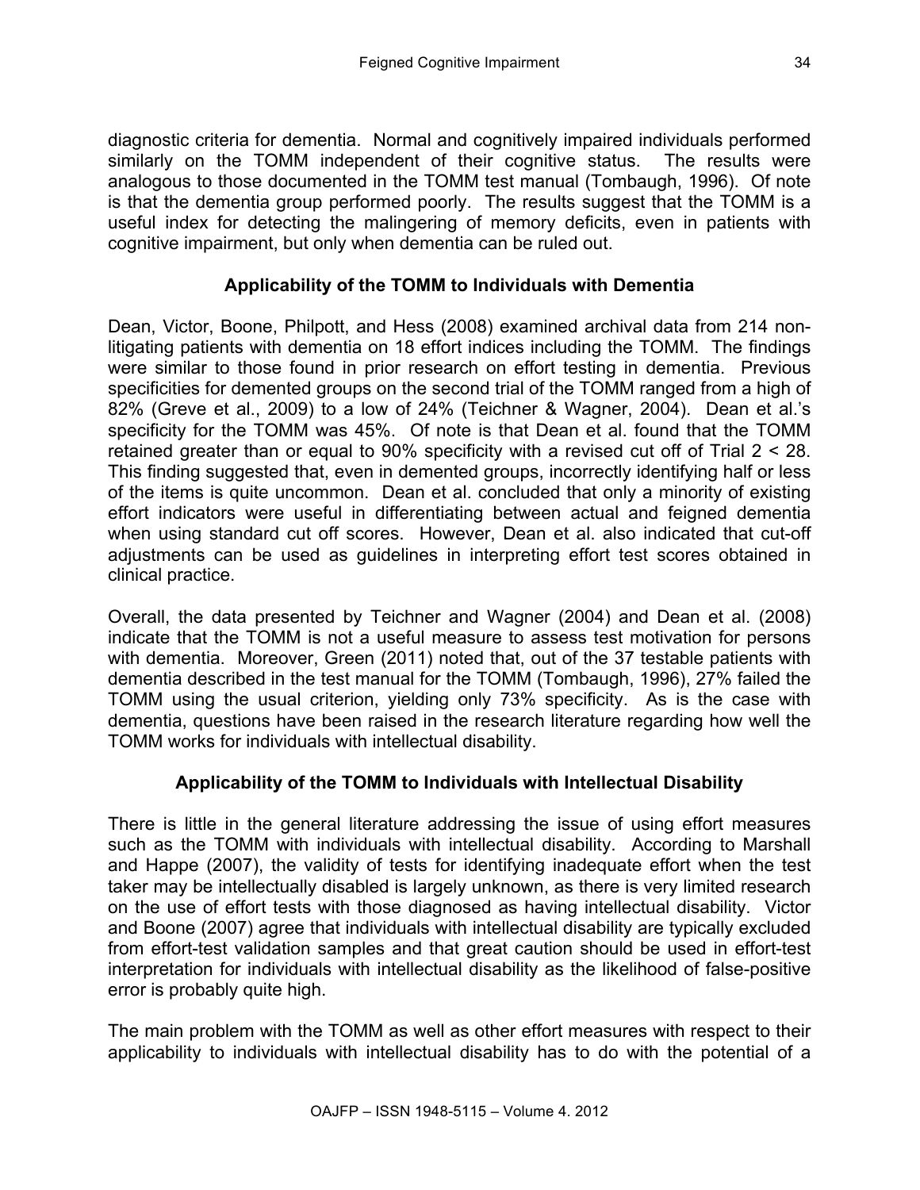diagnostic criteria for dementia. Normal and cognitively impaired individuals performed similarly on the TOMM independent of their cognitive status. The results were analogous to those documented in the TOMM test manual (Tombaugh, 1996). Of note is that the dementia group performed poorly. The results suggest that the TOMM is a useful index for detecting the malingering of memory deficits, even in patients with cognitive impairment, but only when dementia can be ruled out.

## Applicability of the TOMM to Individuals with Dementia

Dean, Victor, Boone, Philpott, and Hess (2008) examined archival data from 214 non-litigating patients with dementia on 18 effort indices including the TOMM. The findings were similar to those found in prior research on effort testing in dementia. Previous specificities for demented groups on the second trial of the TOMM ranged from a high of 82% (Greve et al., 2009) to a low of 24% (Teichner & Wagner, 2004). Dean et al.'s specificity for the TOMM was 45%. Of note is that Dean et al. found that the TOMM retained greater than or equal to 90% specificity with a revised cut off of Trial 2 < 28. This finding suggested that, even in demented groups, incorrectly identifying half or less of the items is quite uncommon. Dean et al. concluded that only a minority of existing effort indicators were useful in differentiating between actual and feigned dementia when using standard cut off scores. However, Dean et al. also indicated that cut-off adjustments can be used as guidelines in interpreting effort test scores obtained in clinical practice.

Overall, the data presented by Teichner and Wagner (2004) and Dean et al. (2008) indicate that the TOMM is not a useful measure to assess test motivation for persons with dementia. Moreover, Green (2011) noted that, out of the 37 testable patients with dementia described in the test manual for the TOMM (Tombaugh, 1996), 27% failed the TOMM using the usual criterion, yielding only 73% specificity. As is the case with dementia, questions have been raised in the research literature regarding how well the TOMM works for individuals with intellectual disability.

## Applicability of the TOMM to Individuals with Intellectual Disability

There is little in the general literature addressing the issue of using effort measures such as the TOMM with individuals with intellectual disability. According to Marshall and Happe (2007), the validity of tests for identifying inadequate effort when the test taker may be intellectually disabled is largely unknown, as there is very limited research on the use of effort tests with those diagnosed as having intellectual disability. Victor and Boone (2007) agree that individuals with intellectual disability are typically excluded from effort-test validation samples and that great caution should be used in effort-test interpretation for individuals with intellectual disability as the likelihood of false-positive error is probably quite high.

The main problem with the TOMM as well as other effort measures with respect to their applicability to individuals with intellectual disability has to do with the potential of a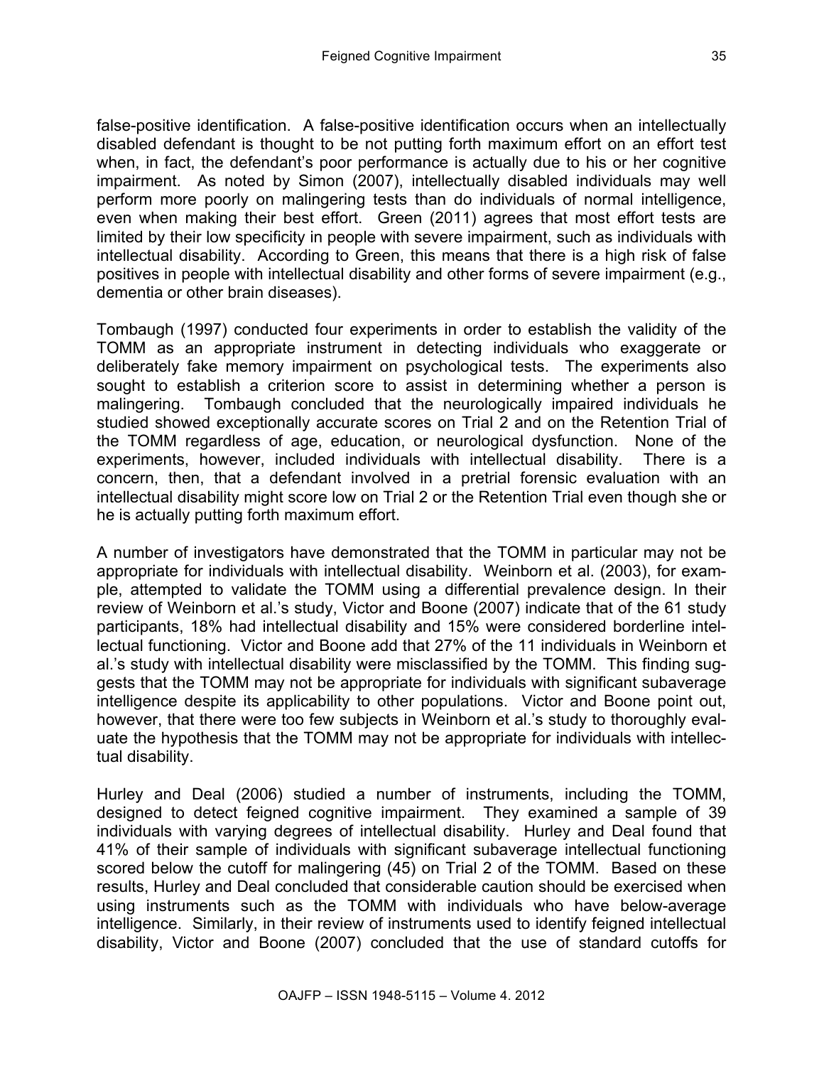false-positive identification. A false-positive identification occurs when an intellectually disabled defendant is thought to be not putting forth maximum effort on an effort test when, in fact, the defendant's poor performance is actually due to his or her cognitive impairment. As noted by Simon (2007), intellectually disabled individuals may well perform more poorly on malingering tests than do individuals of normal intelligence, even when making their best effort. Green (2011) agrees that most effort tests are limited by their low specificity in people with severe impairment, such as individuals with intellectual disability. According to Green, this means that there is a high risk of false positives in people with intellectual disability and other forms of severe impairment (e.g., dementia or other brain diseases).

Tombaugh (1997) conducted four experiments in order to establish the validity of the TOMM as an appropriate instrument in detecting individuals who exaggerate or deliberately fake memory impairment on psychological tests. The experiments also sought to establish a criterion score to assist in determining whether a person is malingering. Tombaugh concluded that the neurologically impaired individuals he studied showed exceptionally accurate scores on Trial 2 and on the Retention Trial of the TOMM regardless of age, education, or neurological dysfunction. None of the experiments, however, included individuals with intellectual disability. There is a concern, then, that a defendant involved in a pretrial forensic evaluation with an intellectual disability might score low on Trial 2 or the Retention Trial even though she or he is actually putting forth maximum effort.

A number of investigators have demonstrated that the TOMM in particular may not be appropriate for individuals with intellectual disability. Weinborn et al. (2003), for example, attempted to validate the TOMM using a differential prevalence design. In their review of Weinborn et al.'s study, Victor and Boone (2007) indicate that of the 61 study participants, 18% had intellectual disability and 15% were considered borderline intellectual functioning. Victor and Boone add that 27% of the 11 individuals in Weinborn et al.'s study with intellectual disability were misclassified by the TOMM. This finding suggests that the TOMM may not be appropriate for individuals with significant subaverage intelligence despite its applicability to other populations. Victor and Boone point out, however, that there were too few subjects in Weinborn et al.'s study to thoroughly evaluate the hypothesis that the TOMM may not be appropriate for individuals with intellectual disability.

Hurley and Deal (2006) studied a number of instruments, including the TOMM, designed to detect feigned cognitive impairment. They examined a sample of 39 individuals with varying degrees of intellectual disability. Hurley and Deal found that 41% of their sample of individuals with significant subaverage intellectual functioning scored below the cutoff for malingering (45) on Trial 2 of the TOMM. Based on these results, Hurley and Deal concluded that considerable caution should be exercised when using instruments such as the TOMM with individuals who have below-average intelligence. Similarly, in their review of instruments used to identify feigned intellectual disability, Victor and Boone (2007) concluded that the use of standard cutoffs for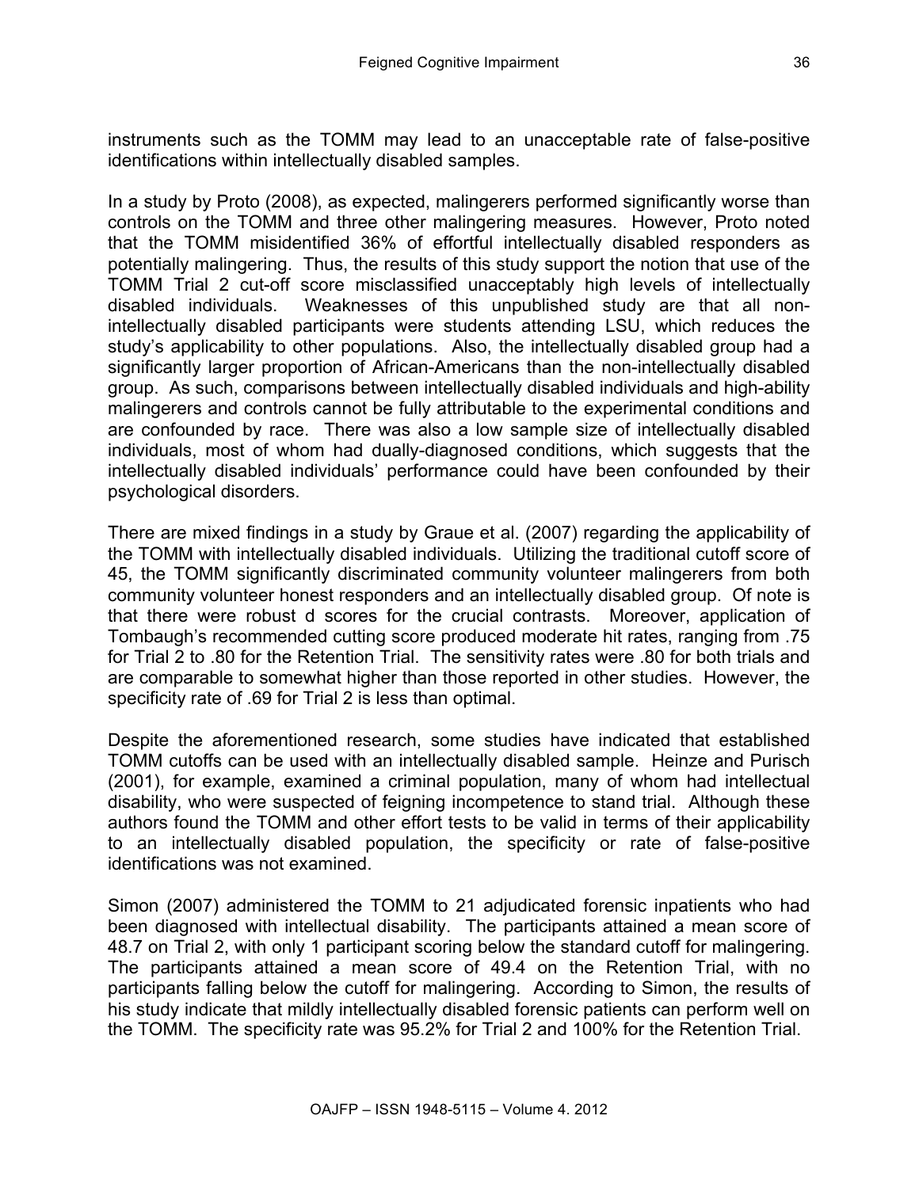instruments such as the TOMM may lead to an unacceptable rate of false-positive identifications within intellectually disabled samples.

In a study by Proto (2008), as expected, malingerers performed significantly worse than controls on the TOMM and three other malingering measures. However, Proto noted that the TOMM misidentified 36% of effortful intellectually disabled responders as potentially malingering. Thus, the results of this study support the notion that use of the TOMM Trial 2 cut-off score misclassified unacceptably high levels of intellectually disabled individuals. Weaknesses of this unpublished study are that all non-intellectually disabled participants were students attending LSU, which reduces the study's applicability to other populations. Also, the intellectually disabled group had a significantly larger proportion of African-Americans than the non-intellectually disabled group. As such, comparisons between intellectually disabled individuals and high-ability malingerers and controls cannot be fully attributable to the experimental conditions and are confounded by race. There was also a low sample size of intellectually disabled individuals, most of whom had dually-diagnosed conditions, which suggests that the intellectually disabled individuals' performance could have been confounded by their psychological disorders.

There are mixed findings in a study by Graue et al. (2007) regarding the applicability of the TOMM with intellectually disabled individuals. Utilizing the traditional cutoff score of 45, the TOMM significantly discriminated community volunteer malingerers from both community volunteer honest responders and an intellectually disabled group. Of note is that there were robust d scores for the crucial contrasts. Moreover, application of Tombaugh's recommended cutting score produced moderate hit rates, ranging from .75 for Trial 2 to .80 for the Retention Trial. The sensitivity rates were .80 for both trials and are comparable to somewhat higher than those reported in other studies. However, the specificity rate of .69 for Trial 2 is less than optimal.

Despite the aforementioned research, some studies have indicated that established TOMM cutoffs can be used with an intellectually disabled sample. Heinze and Purisch (2001), for example, examined a criminal population, many of whom had intellectual disability, who were suspected of feigning incompetence to stand trial. Although these authors found the TOMM and other effort tests to be valid in terms of their applicability to an intellectually disabled population, the specificity or rate of false-positive identifications was not examined.

Simon (2007) administered the TOMM to 21 adjudicated forensic inpatients who had been diagnosed with intellectual disability. The participants attained a mean score of 48.7 on Trial 2, with only 1 participant scoring below the standard cutoff for malingering. The participants attained a mean score of 49.4 on the Retention Trial, with no participants falling below the cutoff for malingering. According to Simon, the results of his study indicate that mildly intellectually disabled forensic patients can perform well on the TOMM. The specificity rate was 95.2% for Trial 2 and 100% for the Retention Trial.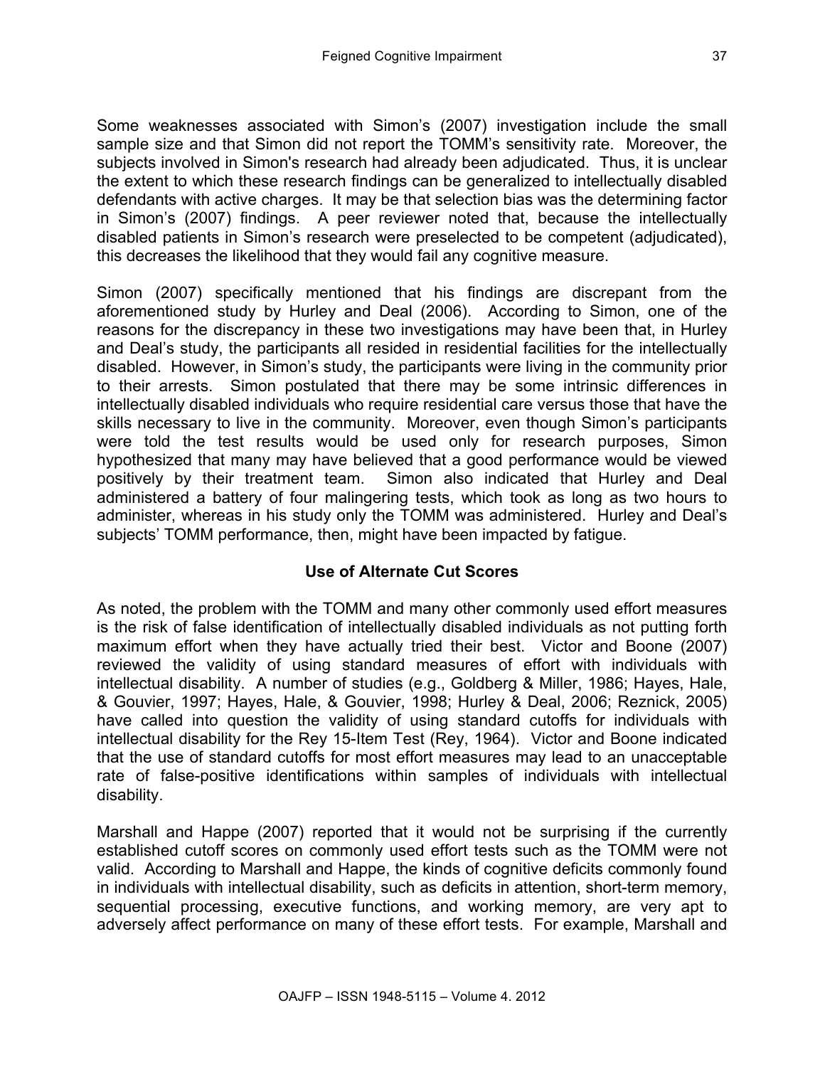Some weaknesses associated with Simon's (2007) investigation include the small sample size and that Simon did not report the TOMM's sensitivity rate. Moreover, the subjects involved in Simon's research had already been adjudicated. Thus, it is unclear the extent to which these research findings can be generalized to intellectually disabled defendants with active charges. It may be that selection bias was the determining factor in Simon's (2007) findings. A peer reviewer noted that, because the intellectually disabled patients in Simon's research were preselected to be competent (adjudicated), this decreases the likelihood that they would fail any cognitive measure.

Simon (2007) specifically mentioned that his findings are discrepant from the aforementioned study by Hurley and Deal (2006). According to Simon, one of the reasons for the discrepancy in these two investigations may have been that, in Hurley and Deal's study, the participants all resided in residential facilities for the intellectually disabled. However, in Simon's study, the participants were living in the community prior to their arrests. Simon postulated that there may be some intrinsic differences in intellectually disabled individuals who require residential care versus those that have the skills necessary to live in the community. Moreover, even though Simon's participants were told the test results would be used only for research purposes, Simon hypothesized that many may have believed that a good performance would be viewed positively by their treatment team. Simon also indicated that Hurley and Deal administered a battery of four malingering tests, which took as long as two hours to administer, whereas in his study only the TOMM was administered. Hurley and Deal's subjects' TOMM performance, then, might have been impacted by fatigue.

### Use of Alternate Cut Scores

As noted, the problem with the TOMM and many other commonly used effort measures is the risk of false identification of intellectually disabled individuals as not putting forth maximum effort when they have actually tried their best. Victor and Boone (2007) reviewed the validity of using standard measures of effort with individuals with intellectual disability. A number of studies (e.g., Goldberg & Miller, 1986; Hayes, Hale, & Gouvier, 1997; Hayes, Hale, & Gouvier, 1998; Hurley & Deal, 2006; Reznick, 2005) have called into question the validity of using standard cutoffs for individuals with intellectual disability for the Rey 15-Item Test (Rey, 1964). Victor and Boone indicated that the use of standard cutoffs for most effort measures may lead to an unacceptable rate of false-positive identifications within samples of individuals with intellectual disability.

Marshall and Happe (2007) reported that it would not be surprising if the currently established cutoff scores on commonly used effort tests such as the TOMM were not valid. According to Marshall and Happe, the kinds of cognitive deficits commonly found in individuals with intellectual disability, such as deficits in attention, short-term memory, sequential processing, executive functions, and working memory, are very apt to adversely affect performance on many of these effort tests. For example, Marshall and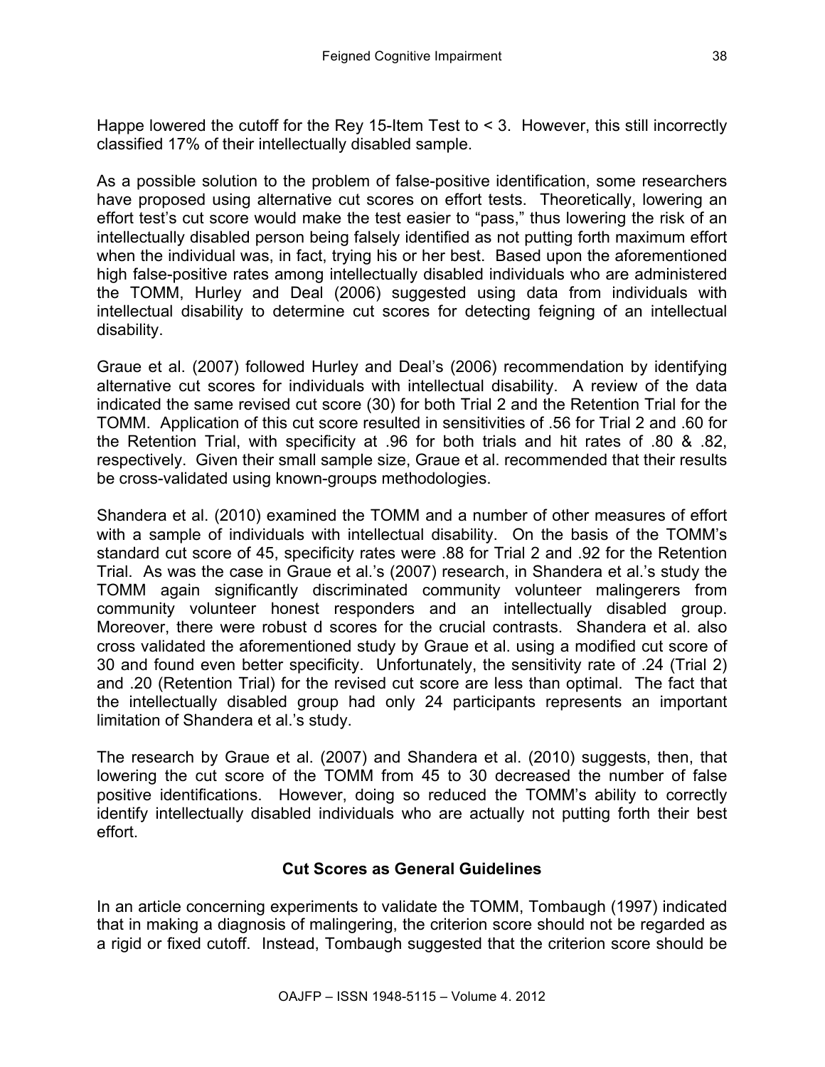Happe lowered the cutoff for the Rey 15-Item Test to < 3. However, this still incorrectly classified 17% of their intellectually disabled sample.

As a possible solution to the problem of false-positive identification, some researchers have proposed using alternative cut scores on effort tests. Theoretically, lowering an effort test's cut score would make the test easier to "pass," thus lowering the risk of an intellectually disabled person being falsely identified as not putting forth maximum effort when the individual was, in fact, trying his or her best. Based upon the aforementioned high false-positive rates among intellectually disabled individuals who are administered the TOMM, Hurley and Deal (2006) suggested using data from individuals with intellectual disability to determine cut scores for detecting feigning of an intellectual disability.

Graue et al. (2007) followed Hurley and Deal's (2006) recommendation by identifying alternative cut scores for individuals with intellectual disability. A review of the data indicated the same revised cut score (30) for both Trial 2 and the Retention Trial for the TOMM. Application of this cut score resulted in sensitivities of .56 for Trial 2 and .60 for the Retention Trial, with specificity at .96 for both trials and hit rates of .80 & .82, respectively. Given their small sample size, Graue et al. recommended that their results be cross-validated using known-groups methodologies.

Shandera et al. (2010) examined the TOMM and a number of other measures of effort with a sample of individuals with intellectual disability. On the basis of the TOMM's standard cut score of 45, specificity rates were .88 for Trial 2 and .92 for the Retention Trial. As was the case in Graue et al.'s (2007) research, in Shandera et al.'s study the TOMM again significantly discriminated community volunteer malingerers from community volunteer honest responders and an intellectually disabled group. Moreover, there were robust d scores for the crucial contrasts. Shandera et al. also cross validated the aforementioned study by Graue et al. using a modified cut score of 30 and found even better specificity. Unfortunately, the sensitivity rate of .24 (Trial 2) and .20 (Retention Trial) for the revised cut score are less than optimal. The fact that the intellectually disabled group had only 24 participants represents an important limitation of Shandera et al.'s study.

The research by Graue et al. (2007) and Shandera et al. (2010) suggests, then, that lowering the cut score of the TOMM from 45 to 30 decreased the number of false positive identifications. However, doing so reduced the TOMM's ability to correctly identify intellectually disabled individuals who are actually not putting forth their best effort.

## Cut Scores as General Guidelines

In an article concerning experiments to validate the TOMM, Tombaugh (1997) indicated that in making a diagnosis of malingering, the criterion score should not be regarded as a rigid or fixed cutoff. Instead, Tombaugh suggested that the criterion score should be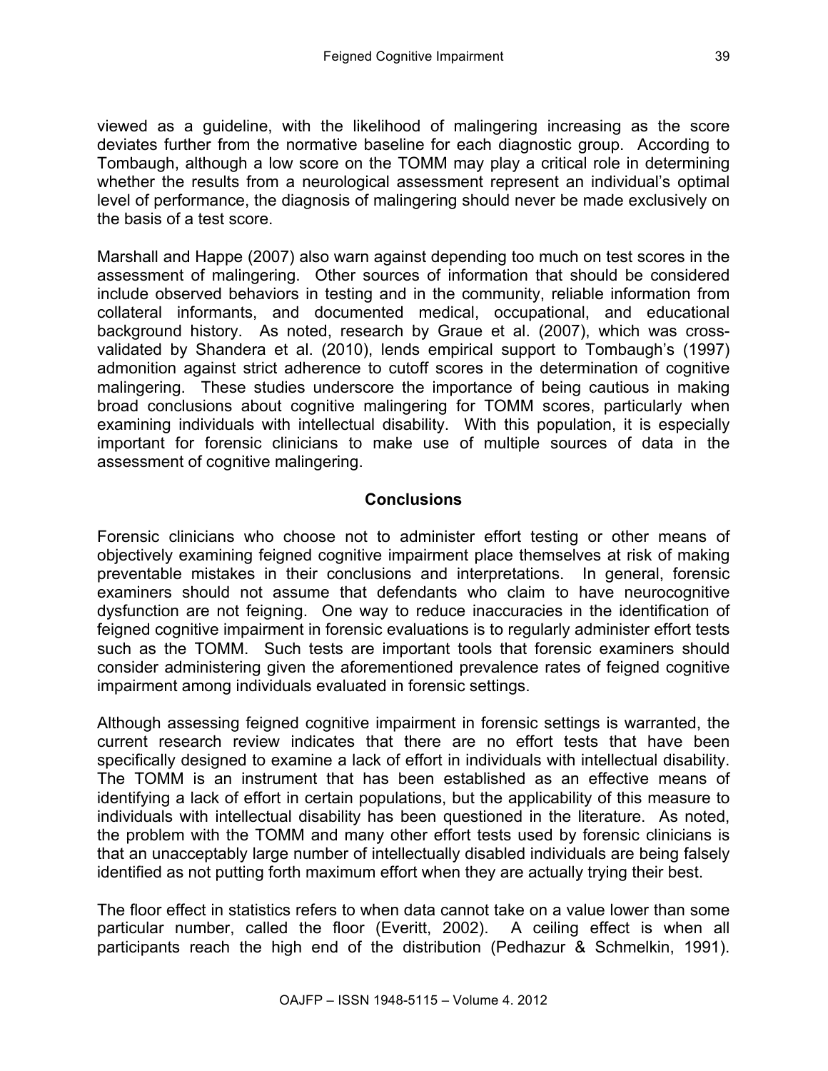viewed as a guideline, with the likelihood of malingering increasing as the score deviates further from the normative baseline for each diagnostic group. According to Tombaugh, although a low score on the TOMM may play a critical role in determining whether the results from a neurological assessment represent an individual's optimal level of performance, the diagnosis of malingering should never be made exclusively on the basis of a test score.

Marshall and Happe (2007) also warn against depending too much on test scores in the assessment of malingering. Other sources of information that should be considered include observed behaviors in testing and in the community, reliable information from collateral informants, and documented medical, occupational, and educational background history. As noted, research by Graue et al. (2007), which was cross-validated by Shandera et al. (2010), lends empirical support to Tombaugh's (1997) admonition against strict adherence to cutoff scores in the determination of cognitive malingering. These studies underscore the importance of being cautious in making broad conclusions about cognitive malingering for TOMM scores, particularly when examining individuals with intellectual disability. With this population, it is especially important for forensic clinicians to make use of multiple sources of data in the assessment of cognitive malingering.

## Conclusions

Forensic clinicians who choose not to administer effort testing or other means of objectively examining feigned cognitive impairment place themselves at risk of making preventable mistakes in their conclusions and interpretations. In general, forensic examiners should not assume that defendants who claim to have neurocognitive dysfunction are not feigning. One way to reduce inaccuracies in the identification of feigned cognitive impairment in forensic evaluations is to regularly administer effort tests such as the TOMM. Such tests are important tools that forensic examiners should consider administering given the aforementioned prevalence rates of feigned cognitive impairment among individuals evaluated in forensic settings.

Although assessing feigned cognitive impairment in forensic settings is warranted, the current research review indicates that there are no effort tests that have been specifically designed to examine a lack of effort in individuals with intellectual disability. The TOMM is an instrument that has been established as an effective means of identifying a lack of effort in certain populations, but the applicability of this measure to individuals with intellectual disability has been questioned in the literature. As noted, the problem with the TOMM and many other effort tests used by forensic clinicians is that an unacceptably large number of intellectually disabled individuals are being falsely identified as not putting forth maximum effort when they are actually trying their best.

The floor effect in statistics refers to when data cannot take on a value lower than some particular number, called the floor (Everitt, 2002). A ceiling effect is when all participants reach the high end of the distribution (Pedhazur & Schmelkin, 1991).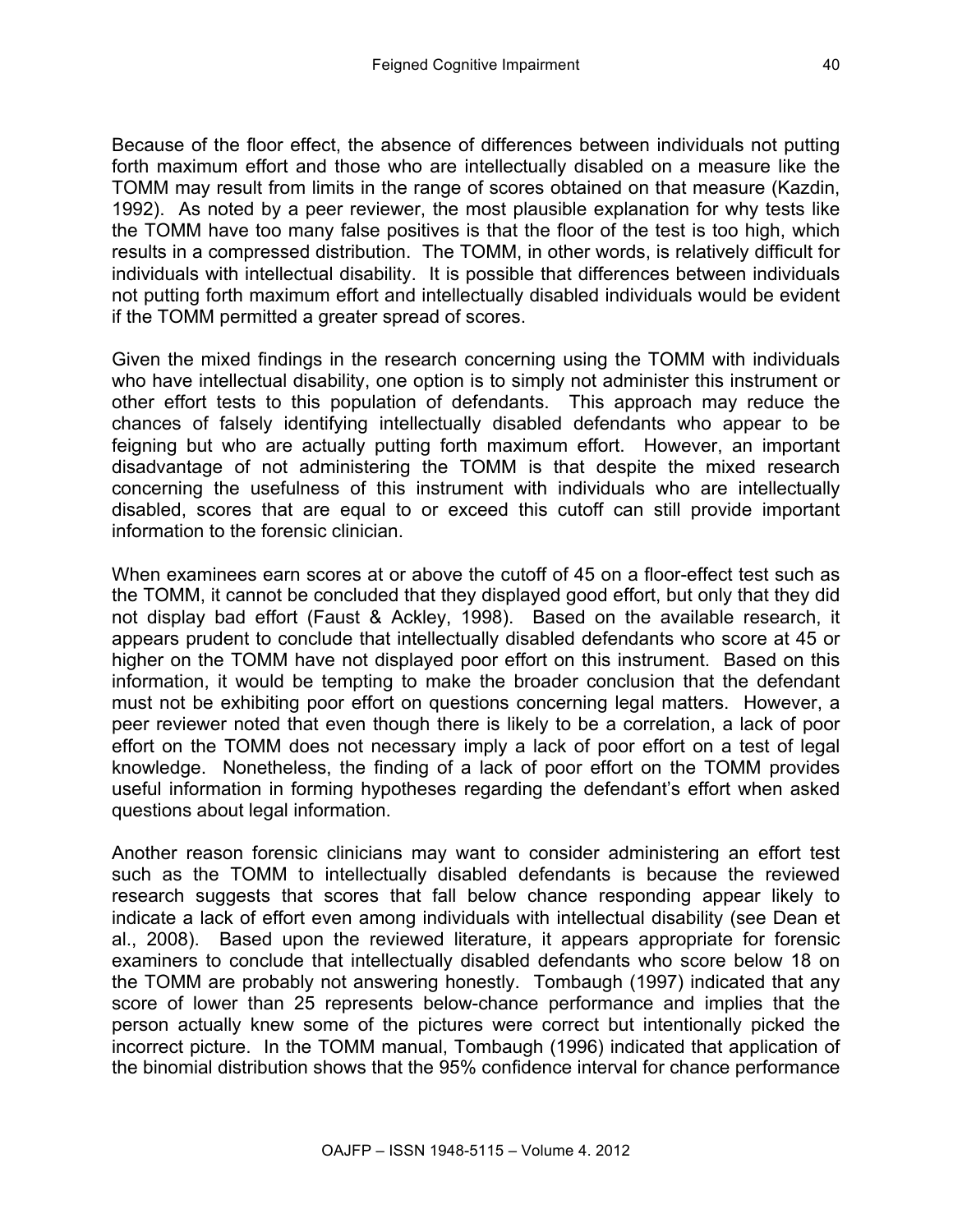Because of the floor effect, the absence of differences between individuals not putting forth maximum effort and those who are intellectually disabled on a measure like the TOMM may result from limits in the range of scores obtained on that measure (Kazdin, 1992). As noted by a peer reviewer, the most plausible explanation for why tests like the TOMM have too many false positives is that the floor of the test is too high, which results in a compressed distribution. The TOMM, in other words, is relatively difficult for individuals with intellectual disability. It is possible that differences between individuals not putting forth maximum effort and intellectually disabled individuals would be evident if the TOMM permitted a greater spread of scores.

Given the mixed findings in the research concerning using the TOMM with individuals who have intellectual disability, one option is to simply not administer this instrument or other effort tests to this population of defendants. This approach may reduce the chances of falsely identifying intellectually disabled defendants who appear to be feigning but who are actually putting forth maximum effort. However, an important disadvantage of not administering the TOMM is that despite the mixed research concerning the usefulness of this instrument with individuals who are intellectually disabled, scores that are equal to or exceed this cutoff can still provide important information to the forensic clinician.

When examinees earn scores at or above the cutoff of 45 on a floor-effect test such as the TOMM, it cannot be concluded that they displayed good effort, but only that they did not display bad effort (Faust & Ackley, 1998). Based on the available research, it appears prudent to conclude that intellectually disabled defendants who score at 45 or higher on the TOMM have not displayed poor effort on this instrument. Based on this information, it would be tempting to make the broader conclusion that the defendant must not be exhibiting poor effort on questions concerning legal matters. However, a peer reviewer noted that even though there is likely to be a correlation, a lack of poor effort on the TOMM does not necessary imply a lack of poor effort on a test of legal knowledge. Nonetheless, the finding of a lack of poor effort on the TOMM provides useful information in forming hypotheses regarding the defendant's effort when asked questions about legal information.

Another reason forensic clinicians may want to consider administering an effort test such as the TOMM to intellectually disabled defendants is because the reviewed research suggests that scores that fall below chance responding appear likely to indicate a lack of effort even among individuals with intellectual disability (see Dean et al., 2008). Based upon the reviewed literature, it appears appropriate for forensic examiners to conclude that intellectually disabled defendants who score below 18 on the TOMM are probably not answering honestly. Tombaugh (1997) indicated that any score of lower than 25 represents below-chance performance and implies that the person actually knew some of the pictures were correct but intentionally picked the incorrect picture. In the TOMM manual, Tombaugh (1996) indicated that application of the binomial distribution shows that the 95% confidence interval for chance performance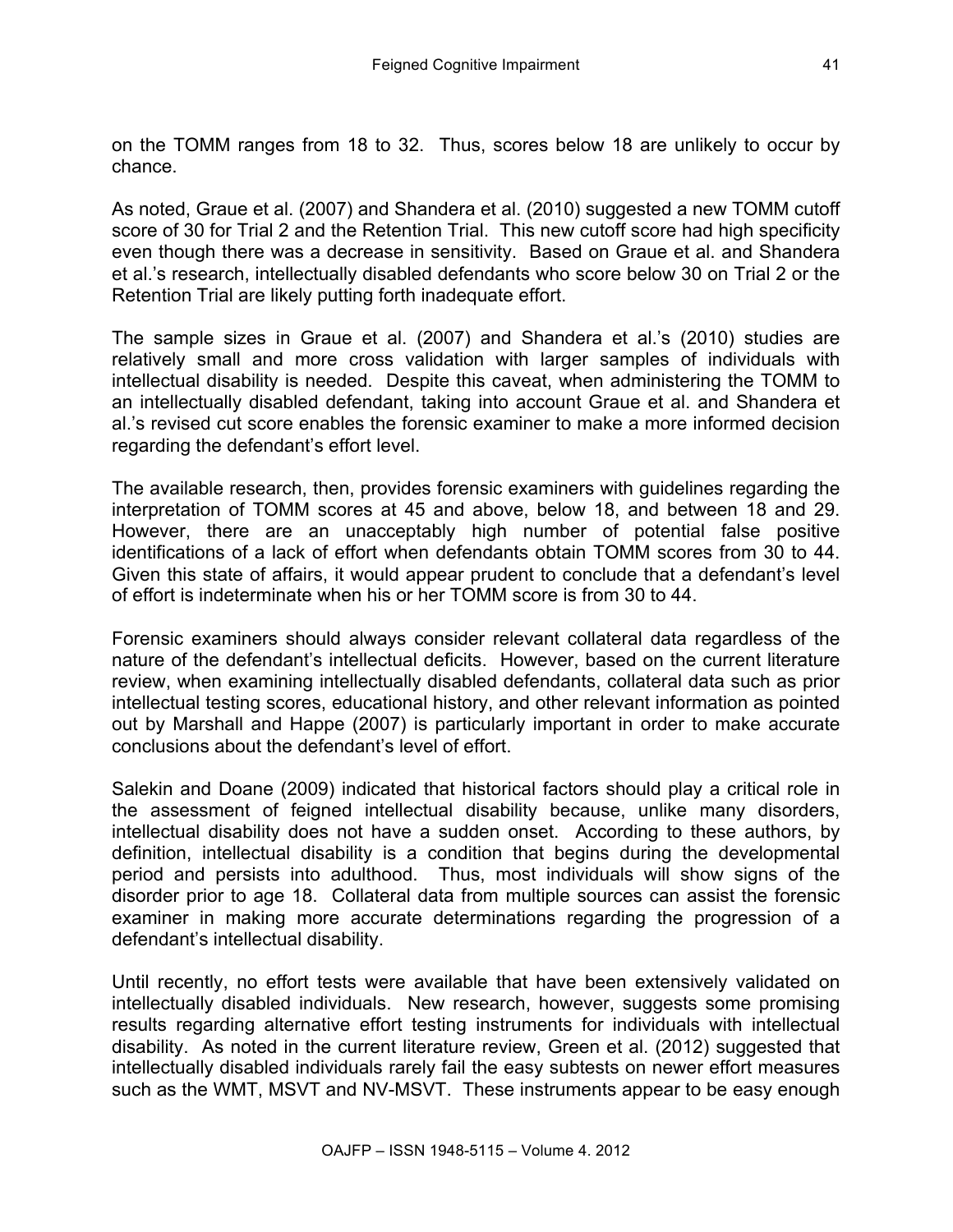on the TOMM ranges from 18 to 32. Thus, scores below 18 are unlikely to occur by chance.

As noted, Graue et al. (2007) and Shandera et al. (2010) suggested a new TOMM cutoff score of 30 for Trial 2 and the Retention Trial. This new cutoff score had high specificity even though there was a decrease in sensitivity. Based on Graue et al. and Shandera et al.'s research, intellectually disabled defendants who score below 30 on Trial 2 or the Retention Trial are likely putting forth inadequate effort.

The sample sizes in Graue et al. (2007) and Shandera et al.'s (2010) studies are relatively small and more cross validation with larger samples of individuals with intellectual disability is needed. Despite this caveat, when administering the TOMM to an intellectually disabled defendant, taking into account Graue et al. and Shandera et al.'s revised cut score enables the forensic examiner to make a more informed decision regarding the defendant's effort level.

The available research, then, provides forensic examiners with guidelines regarding the interpretation of TOMM scores at 45 and above, below 18, and between 18 and 29. However, there are an unacceptably high number of potential false positive identifications of a lack of effort when defendants obtain TOMM scores from 30 to 44. Given this state of affairs, it would appear prudent to conclude that a defendant's level of effort is indeterminate when his or her TOMM score is from 30 to 44.

Forensic examiners should always consider relevant collateral data regardless of the nature of the defendant's intellectual deficits. However, based on the current literature review, when examining intellectually disabled defendants, collateral data such as prior intellectual testing scores, educational history, and other relevant information as pointed out by Marshall and Happe (2007) is particularly important in order to make accurate conclusions about the defendant's level of effort.

Salekin and Doane (2009) indicated that historical factors should play a critical role in the assessment of feigned intellectual disability because, unlike many disorders, intellectual disability does not have a sudden onset. According to these authors, by definition, intellectual disability is a condition that begins during the developmental period and persists into adulthood. Thus, most individuals will show signs of the disorder prior to age 18. Collateral data from multiple sources can assist the forensic examiner in making more accurate determinations regarding the progression of a defendant's intellectual disability.

Until recently, no effort tests were available that have been extensively validated on intellectually disabled individuals. New research, however, suggests some promising results regarding alternative effort testing instruments for individuals with intellectual disability. As noted in the current literature review, Green et al. (2012) suggested that intellectually disabled individuals rarely fail the easy subtests on newer effort measures such as the WMT, MSVT and NV-MSVT. These instruments appear to be easy enough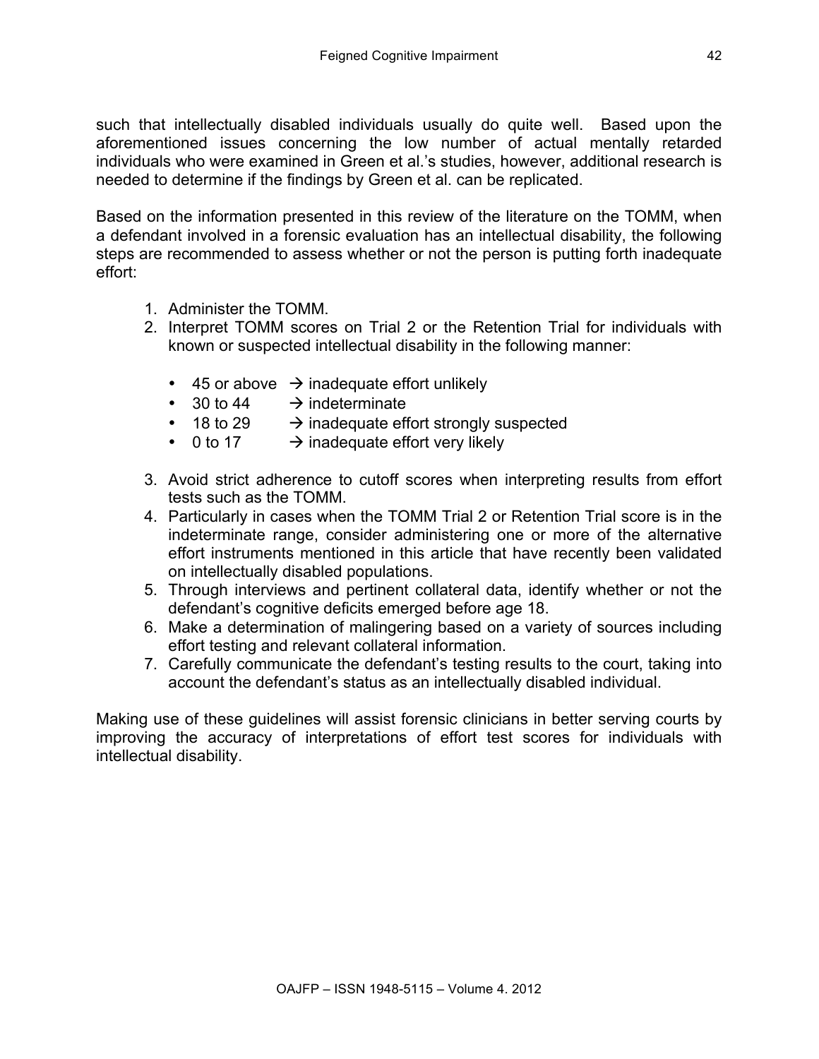such that intellectually disabled individuals usually do quite well. Based upon the aforementioned issues concerning the low number of actual mentally retarded individuals who were examined in Green et al.'s studies, however, additional research is needed to determine if the findings by Green et al. can be replicated.

Based on the information presented in this review of the literature on the TOMM, when a defendant involved in a forensic evaluation has an intellectual disability, the following steps are recommended to assess whether or not the person is putting forth inadequate effort:

1. Administer the TOMM.
2. Interpret TOMM scores on Trial 2 or the Retention Trial for individuals with known or suspected intellectual disability in the following manner:

   - 45 or above → inadequate effort unlikely
   - 30 to 44 → indeterminate
   - 18 to 29 → inadequate effort strongly suspected
   - 0 to 17 → inadequate effort very likely

3. Avoid strict adherence to cutoff scores when interpreting results from effort tests such as the TOMM.
4. Particularly in cases when the TOMM Trial 2 or Retention Trial score is in the indeterminate range, consider administering one or more of the alternative effort instruments mentioned in this article that have recently been validated on intellectually disabled populations.
5. Through interviews and pertinent collateral data, identify whether or not the defendant's cognitive deficits emerged before age 18.
6. Make a determination of malingering based on a variety of sources including effort testing and relevant collateral information.
7. Carefully communicate the defendant's testing results to the court, taking into account the defendant's status as an intellectually disabled individual.

Making use of these guidelines will assist forensic clinicians in better serving courts by improving the accuracy of interpretations of effort test scores for individuals with intellectual disability.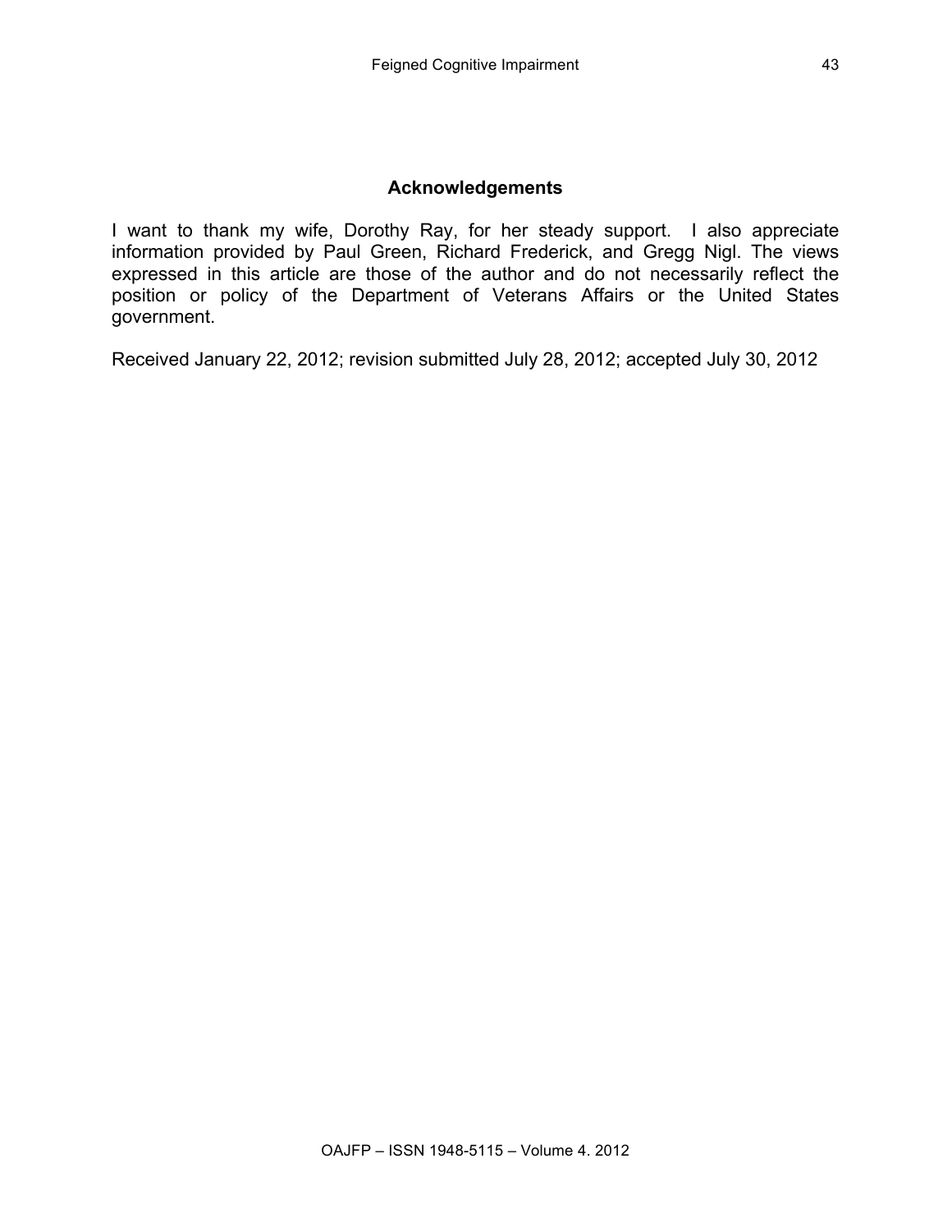## Acknowledgements

I want to thank my wife, Dorothy Ray, for her steady support. I also appreciate information provided by Paul Green, Richard Frederick, and Gregg Nigl. The views expressed in this article are those of the author and do not necessarily reflect the position or policy of the Department of Veterans Affairs or the United States government.

Received January 22, 2012; revision submitted July 28, 2012; accepted July 30, 2012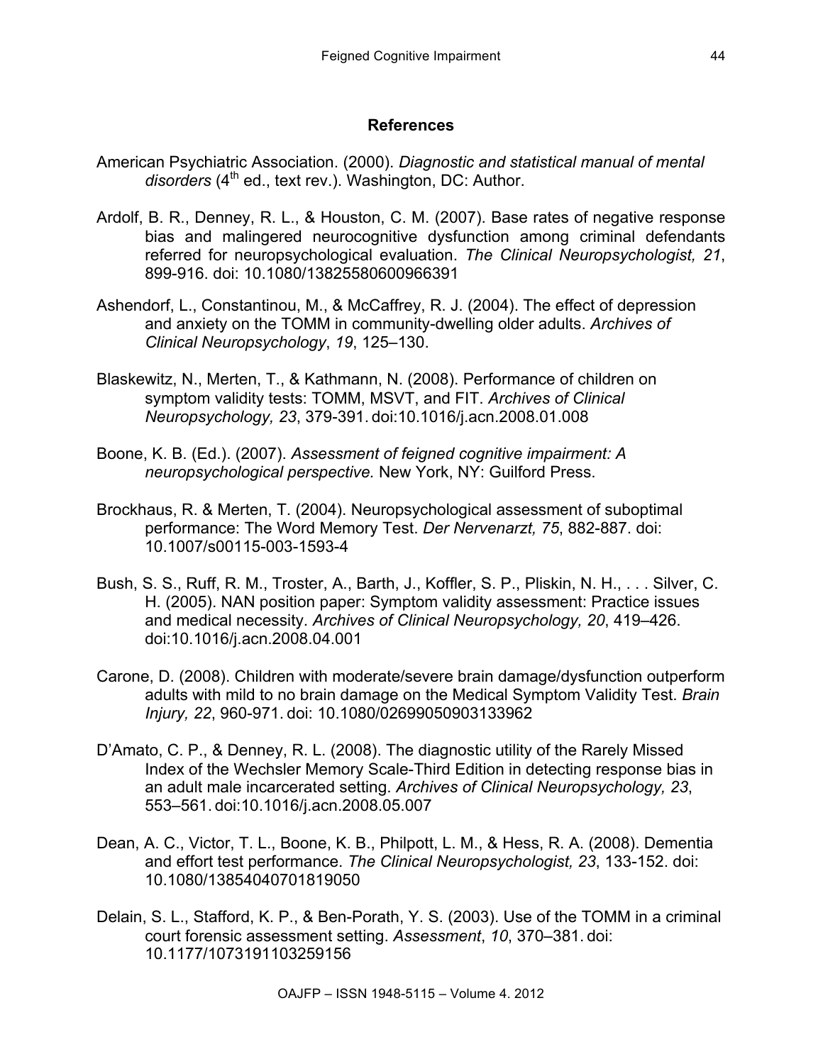## References

American Psychiatric Association. (2000). *Diagnostic and statistical manual of mental disorders* (4th ed., text rev.). Washington, DC: Author.

Ardolf, B. R., Denney, R. L., & Houston, C. M. (2007). Base rates of negative response bias and malingered neurocognitive dysfunction among criminal defendants referred for neuropsychological evaluation. *The Clinical Neuropsychologist, 21*, 899-916. doi: 10.1080/13825580600966391

Ashendorf, L., Constantinou, M., & McCaffrey, R. J. (2004). The effect of depression and anxiety on the TOMM in community-dwelling older adults. *Archives of Clinical Neuropsychology*, *19*, 125–130.

Blaskewitz, N., Merten, T., & Kathmann, N. (2008). Performance of children on symptom validity tests: TOMM, MSVT, and FIT. *Archives of Clinical Neuropsychology, 23*, 379-391. doi:10.1016/j.acn.2008.01.008

Boone, K. B. (Ed.). (2007). *Assessment of feigned cognitive impairment: A neuropsychological perspective.* New York, NY: Guilford Press.

Brockhaus, R. & Merten, T. (2004). Neuropsychological assessment of suboptimal performance: The Word Memory Test. *Der Nervenarzt, 75*, 882-887. doi: 10.1007/s00115-003-1593-4

Bush, S. S., Ruff, R. M., Troster, A., Barth, J., Koffler, S. P., Pliskin, N. H., . . . Silver, C. H. (2005). NAN position paper: Symptom validity assessment: Practice issues and medical necessity. *Archives of Clinical Neuropsychology, 20*, 419–426. doi:10.1016/j.acn.2008.04.001

Carone, D. (2008). Children with moderate/severe brain damage/dysfunction outperform adults with mild to no brain damage on the Medical Symptom Validity Test. *Brain Injury, 22*, 960-971. doi: 10.1080/02699050903133962

D'Amato, C. P., & Denney, R. L. (2008). The diagnostic utility of the Rarely Missed Index of the Wechsler Memory Scale-Third Edition in detecting response bias in an adult male incarcerated setting. *Archives of Clinical Neuropsychology, 23*, 553–561. doi:10.1016/j.acn.2008.05.007

Dean, A. C., Victor, T. L., Boone, K. B., Philpott, L. M., & Hess, R. A. (2008). Dementia and effort test performance. *The Clinical Neuropsychologist, 23*, 133-152. doi: 10.1080/13854040701819050

Delain, S. L., Stafford, K. P., & Ben-Porath, Y. S. (2003). Use of the TOMM in a criminal court forensic assessment setting. *Assessment*, *10*, 370–381. doi: 10.1177/1073191103259156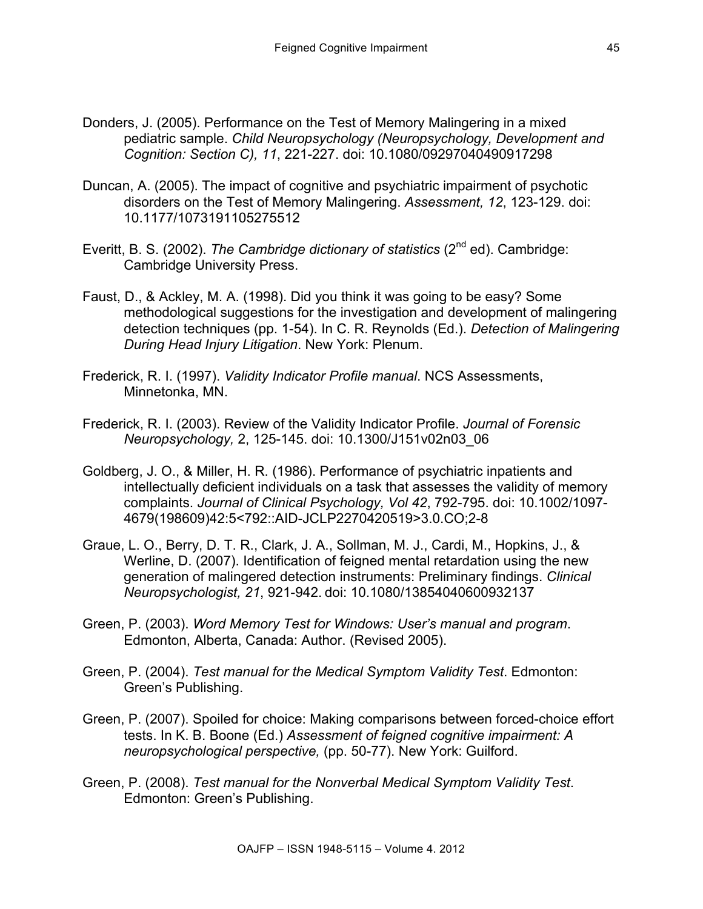Donders, J. (2005). Performance on the Test of Memory Malingering in a mixed pediatric sample. *Child Neuropsychology (Neuropsychology, Development and Cognition: Section C), 11*, 221-227. doi: 10.1080/09297040490917298

Duncan, A. (2005). The impact of cognitive and psychiatric impairment of psychotic disorders on the Test of Memory Malingering. *Assessment, 12*, 123-129. doi: 10.1177/1073191105275512

Everitt, B. S. (2002). *The Cambridge dictionary of statistics* (2nd ed). Cambridge: Cambridge University Press.

Faust, D., & Ackley, M. A. (1998). Did you think it was going to be easy? Some methodological suggestions for the investigation and development of malingering detection techniques (pp. 1-54). In C. R. Reynolds (Ed.). *Detection of Malingering During Head Injury Litigation*. New York: Plenum.

Frederick, R. I. (1997). *Validity Indicator Profile manual*. NCS Assessments, Minnetonka, MN.

Frederick, R. I. (2003). Review of the Validity Indicator Profile. *Journal of Forensic Neuropsychology,* 2, 125-145. doi: 10.1300/J151v02n03_06

Goldberg, J. O., & Miller, H. R. (1986). Performance of psychiatric inpatients and intellectually deficient individuals on a task that assesses the validity of memory complaints. *Journal of Clinical Psychology, Vol 42*, 792-795. doi: 10.1002/1097-4679(198609)42:5<792::AID-JCLP2270420519>3.0.CO;2-8

Graue, L. O., Berry, D. T. R., Clark, J. A., Sollman, M. J., Cardi, M., Hopkins, J., & Werline, D. (2007). Identification of feigned mental retardation using the new generation of malingered detection instruments: Preliminary findings. *Clinical Neuropsychologist, 21*, 921-942. doi: 10.1080/13854040600932137

Green, P. (2003). *Word Memory Test for Windows: User's manual and program*. Edmonton, Alberta, Canada: Author. (Revised 2005).

Green, P. (2004). *Test manual for the Medical Symptom Validity Test*. Edmonton: Green's Publishing.

Green, P. (2007). Spoiled for choice: Making comparisons between forced-choice effort tests. In K. B. Boone (Ed.) *Assessment of feigned cognitive impairment: A neuropsychological perspective,* (pp. 50-77). New York: Guilford.

Green, P. (2008). *Test manual for the Nonverbal Medical Symptom Validity Test*. Edmonton: Green's Publishing.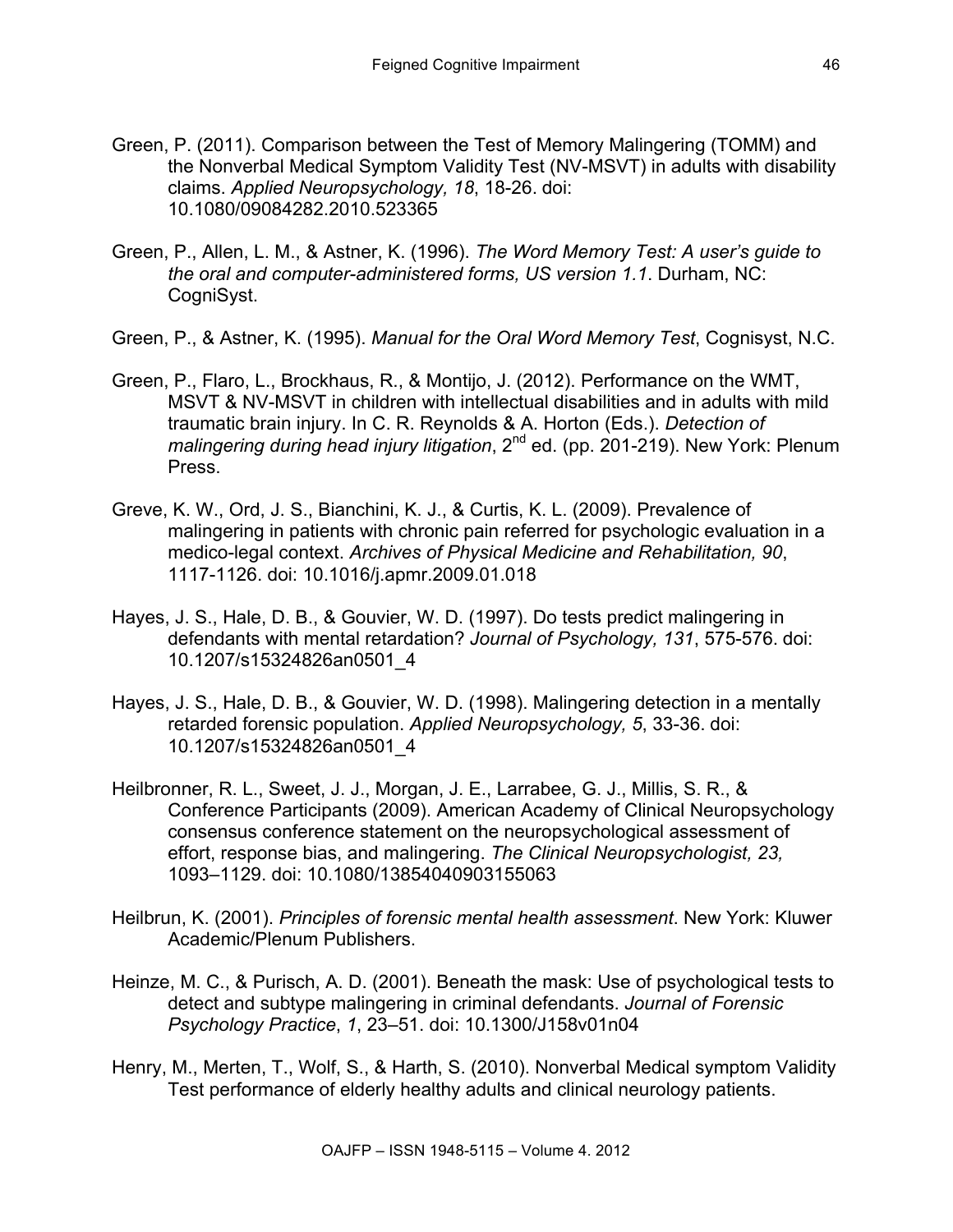Green, P. (2011). Comparison between the Test of Memory Malingering (TOMM) and the Nonverbal Medical Symptom Validity Test (NV-MSVT) in adults with disability claims. *Applied Neuropsychology, 18*, 18-26. doi: 10.1080/09084282.2010.523365

Green, P., Allen, L. M., & Astner, K. (1996). *The Word Memory Test: A user's guide to the oral and computer-administered forms, US version 1.1*. Durham, NC: CogniSyst.

Green, P., & Astner, K. (1995). *Manual for the Oral Word Memory Test*, Cognisyst, N.C.

Green, P., Flaro, L., Brockhaus, R., & Montijo, J. (2012). Performance on the WMT, MSVT & NV-MSVT in children with intellectual disabilities and in adults with mild traumatic brain injury. In C. R. Reynolds & A. Horton (Eds.). *Detection of malingering during head injury litigation*, 2nd ed. (pp. 201-219). New York: Plenum Press.

Greve, K. W., Ord, J. S., Bianchini, K. J., & Curtis, K. L. (2009). Prevalence of malingering in patients with chronic pain referred for psychologic evaluation in a medico-legal context. *Archives of Physical Medicine and Rehabilitation, 90*, 1117-1126. doi: 10.1016/j.apmr.2009.01.018

Hayes, J. S., Hale, D. B., & Gouvier, W. D. (1997). Do tests predict malingering in defendants with mental retardation? *Journal of Psychology, 131*, 575-576. doi: 10.1207/s15324826an0501_4

Hayes, J. S., Hale, D. B., & Gouvier, W. D. (1998). Malingering detection in a mentally retarded forensic population. *Applied Neuropsychology, 5*, 33-36. doi: 10.1207/s15324826an0501_4

Heilbronner, R. L., Sweet, J. J., Morgan, J. E., Larrabee, G. J., Millis, S. R., & Conference Participants (2009). American Academy of Clinical Neuropsychology consensus conference statement on the neuropsychological assessment of effort, response bias, and malingering. *The Clinical Neuropsychologist, 23,* 1093–1129. doi: 10.1080/13854040903155063

Heilbrun, K. (2001). *Principles of forensic mental health assessment*. New York: Kluwer Academic/Plenum Publishers.

Heinze, M. C., & Purisch, A. D. (2001). Beneath the mask: Use of psychological tests to detect and subtype malingering in criminal defendants. *Journal of Forensic Psychology Practice*, *1*, 23–51. doi: 10.1300/J158v01n04

Henry, M., Merten, T., Wolf, S., & Harth, S. (2010). Nonverbal Medical symptom Validity Test performance of elderly healthy adults and clinical neurology patients.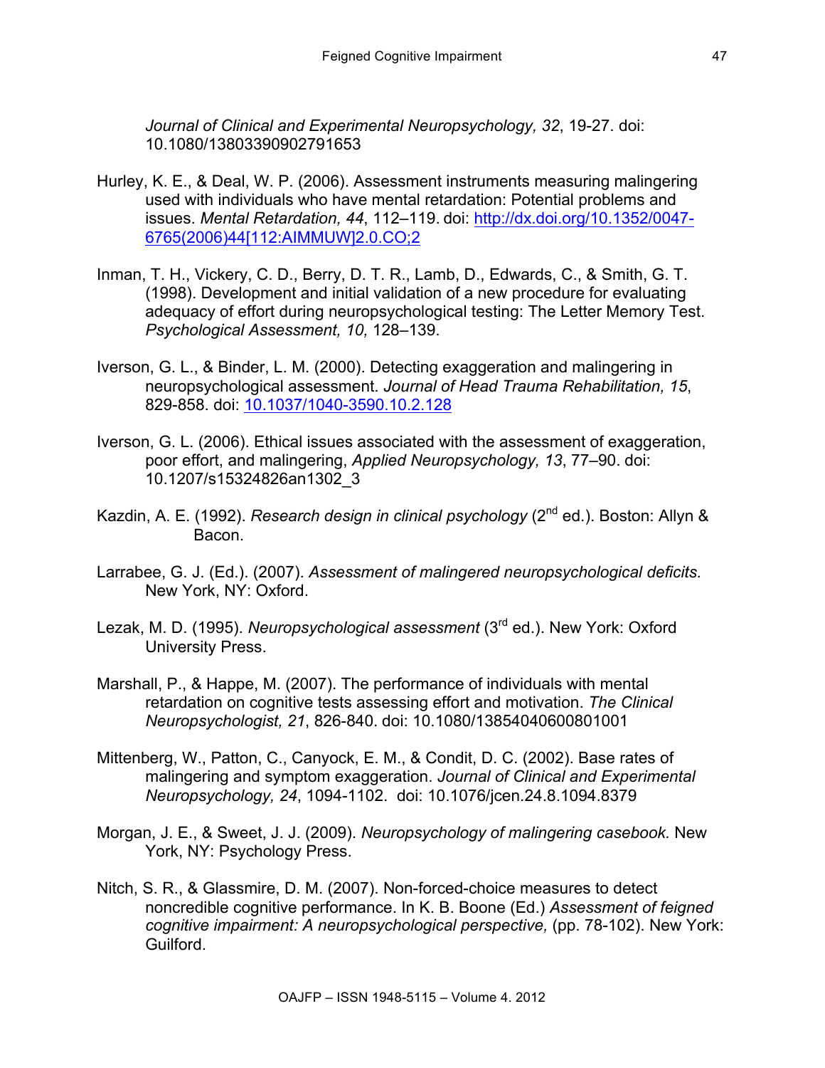*Journal of Clinical and Experimental Neuropsychology, 32*, 19-27. doi: 10.1080/13803390902791653

Hurley, K. E., & Deal, W. P. (2006). Assessment instruments measuring malingering used with individuals who have mental retardation: Potential problems and issues. *Mental Retardation, 44*, 112–119. doi: http://dx.doi.org/10.1352/0047-6765(2006)44[112:AIMMUW]2.0.CO;2

Inman, T. H., Vickery, C. D., Berry, D. T. R., Lamb, D., Edwards, C., & Smith, G. T. (1998). Development and initial validation of a new procedure for evaluating adequacy of effort during neuropsychological testing: The Letter Memory Test. *Psychological Assessment, 10,* 128–139.

Iverson, G. L., & Binder, L. M. (2000). Detecting exaggeration and malingering in neuropsychological assessment. *Journal of Head Trauma Rehabilitation, 15*, 829-858. doi: 10.1037/1040-3590.10.2.128

Iverson, G. L. (2006). Ethical issues associated with the assessment of exaggeration, poor effort, and malingering, *Applied Neuropsychology, 13*, 77–90. doi: 10.1207/s15324826an1302_3

Kazdin, A. E. (1992). *Research design in clinical psychology* (2nd ed.). Boston: Allyn & Bacon.

Larrabee, G. J. (Ed.). (2007). *Assessment of malingered neuropsychological deficits.* New York, NY: Oxford.

Lezak, M. D. (1995). *Neuropsychological assessment* (3rd ed.). New York: Oxford University Press.

Marshall, P., & Happe, M. (2007). The performance of individuals with mental retardation on cognitive tests assessing effort and motivation. *The Clinical Neuropsychologist, 21*, 826-840. doi: 10.1080/13854040600801001

Mittenberg, W., Patton, C., Canyock, E. M., & Condit, D. C. (2002). Base rates of malingering and symptom exaggeration. *Journal of Clinical and Experimental Neuropsychology, 24*, 1094-1102. doi: 10.1076/jcen.24.8.1094.8379

Morgan, J. E., & Sweet, J. J. (2009). *Neuropsychology of malingering casebook.* New York, NY: Psychology Press.

Nitch, S. R., & Glassmire, D. M. (2007). Non-forced-choice measures to detect noncredible cognitive performance. In K. B. Boone (Ed.) *Assessment of feigned cognitive impairment: A neuropsychological perspective,* (pp. 78-102). New York: Guilford.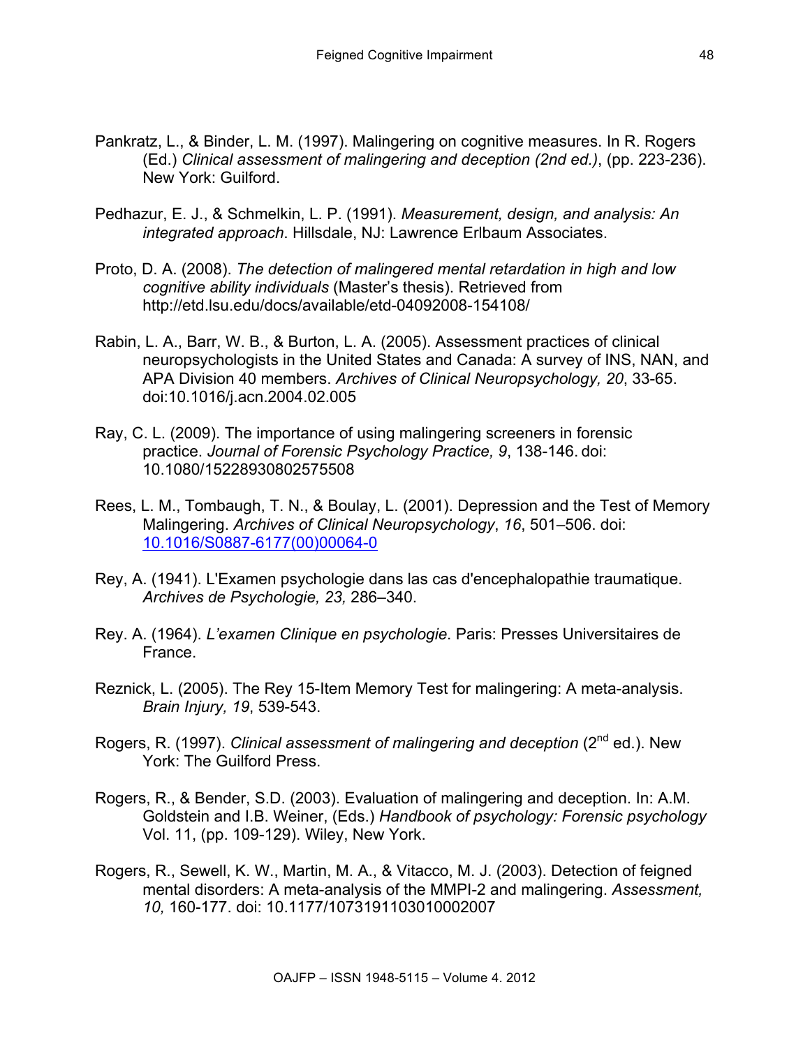Pankratz, L., & Binder, L. M. (1997). Malingering on cognitive measures. In R. Rogers (Ed.) *Clinical assessment of malingering and deception (2nd ed.)*, (pp. 223-236). New York: Guilford.

Pedhazur, E. J., & Schmelkin, L. P. (1991). *Measurement, design, and analysis: An integrated approach*. Hillsdale, NJ: Lawrence Erlbaum Associates.

Proto, D. A. (2008). *The detection of malingered mental retardation in high and low cognitive ability individuals* (Master's thesis). Retrieved from http://etd.lsu.edu/docs/available/etd-04092008-154108/

Rabin, L. A., Barr, W. B., & Burton, L. A. (2005). Assessment practices of clinical neuropsychologists in the United States and Canada: A survey of INS, NAN, and APA Division 40 members. *Archives of Clinical Neuropsychology, 20*, 33-65. doi:10.1016/j.acn.2004.02.005

Ray, C. L. (2009). The importance of using malingering screeners in forensic practice. *Journal of Forensic Psychology Practice, 9*, 138-146. doi: 10.1080/15228930802575508

Rees, L. M., Tombaugh, T. N., & Boulay, L. (2001). Depression and the Test of Memory Malingering. *Archives of Clinical Neuropsychology*, *16*, 501–506. doi: 10.1016/S0887-6177(00)00064-0

Rey, A. (1941). L'Examen psychologie dans las cas d'encephalopathie traumatique. *Archives de Psychologie, 23,* 286–340.

Rey. A. (1964). *L'examen Clinique en psychologie*. Paris: Presses Universitaires de France.

Reznick, L. (2005). The Rey 15-Item Memory Test for malingering: A meta-analysis. *Brain Injury, 19*, 539-543.

Rogers, R. (1997). *Clinical assessment of malingering and deception* (2nd ed.). New York: The Guilford Press.

Rogers, R., & Bender, S.D. (2003). Evaluation of malingering and deception. In: A.M. Goldstein and I.B. Weiner, (Eds.) *Handbook of psychology: Forensic psychology* Vol. 11, (pp. 109-129). Wiley, New York.

Rogers, R., Sewell, K. W., Martin, M. A., & Vitacco, M. J. (2003). Detection of feigned mental disorders: A meta-analysis of the MMPI-2 and malingering. *Assessment, 10,* 160-177. doi: 10.1177/1073191103010002007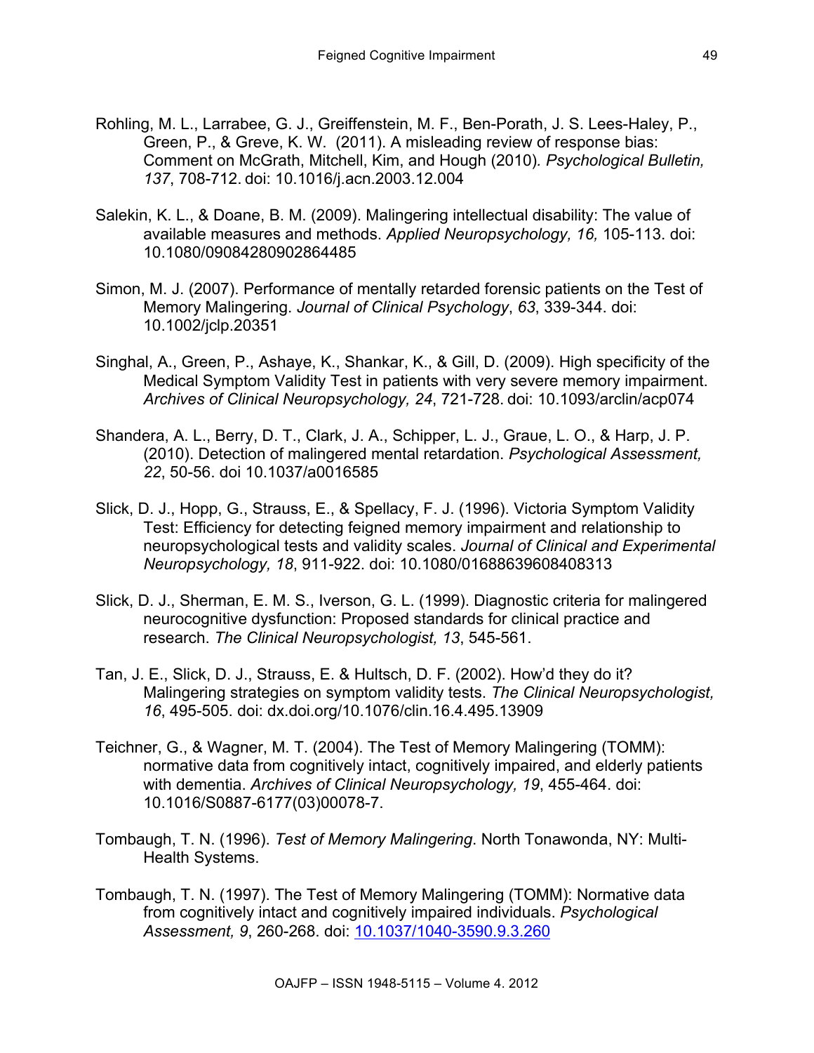Rohling, M. L., Larrabee, G. J., Greiffenstein, M. F., Ben-Porath, J. S. Lees-Haley, P., Green, P., & Greve, K. W. (2011). A misleading review of response bias: Comment on McGrath, Mitchell, Kim, and Hough (2010). *Psychological Bulletin, 137*, 708-712. doi: 10.1016/j.acn.2003.12.004

Salekin, K. L., & Doane, B. M. (2009). Malingering intellectual disability: The value of available measures and methods. *Applied Neuropsychology, 16,* 105-113. doi: 10.1080/09084280902864485

Simon, M. J. (2007). Performance of mentally retarded forensic patients on the Test of Memory Malingering. *Journal of Clinical Psychology*, *63*, 339-344. doi: 10.1002/jclp.20351

Singhal, A., Green, P., Ashaye, K., Shankar, K., & Gill, D. (2009). High specificity of the Medical Symptom Validity Test in patients with very severe memory impairment. *Archives of Clinical Neuropsychology, 24*, 721-728. doi: 10.1093/arclin/acp074

Shandera, A. L., Berry, D. T., Clark, J. A., Schipper, L. J., Graue, L. O., & Harp, J. P. (2010). Detection of malingered mental retardation. *Psychological Assessment, 22*, 50-56. doi 10.1037/a0016585

Slick, D. J., Hopp, G., Strauss, E., & Spellacy, F. J. (1996). Victoria Symptom Validity Test: Efficiency for detecting feigned memory impairment and relationship to neuropsychological tests and validity scales. *Journal of Clinical and Experimental Neuropsychology, 18*, 911-922. doi: 10.1080/01688639608408313

Slick, D. J., Sherman, E. M. S., Iverson, G. L. (1999). Diagnostic criteria for malingered neurocognitive dysfunction: Proposed standards for clinical practice and research. *The Clinical Neuropsychologist, 13*, 545-561.

Tan, J. E., Slick, D. J., Strauss, E. & Hultsch, D. F. (2002). How'd they do it? Malingering strategies on symptom validity tests. *The Clinical Neuropsychologist, 16*, 495-505. doi: dx.doi.org/10.1076/clin.16.4.495.13909

Teichner, G., & Wagner, M. T. (2004). The Test of Memory Malingering (TOMM): normative data from cognitively intact, cognitively impaired, and elderly patients with dementia. *Archives of Clinical Neuropsychology, 19*, 455-464. doi: 10.1016/S0887-6177(03)00078-7.

Tombaugh, T. N. (1996). *Test of Memory Malingering*. North Tonawonda, NY: Multi-Health Systems.

Tombaugh, T. N. (1997). The Test of Memory Malingering (TOMM): Normative data from cognitively intact and cognitively impaired individuals. *Psychological Assessment, 9*, 260-268. doi: 10.1037/1040-3590.9.3.260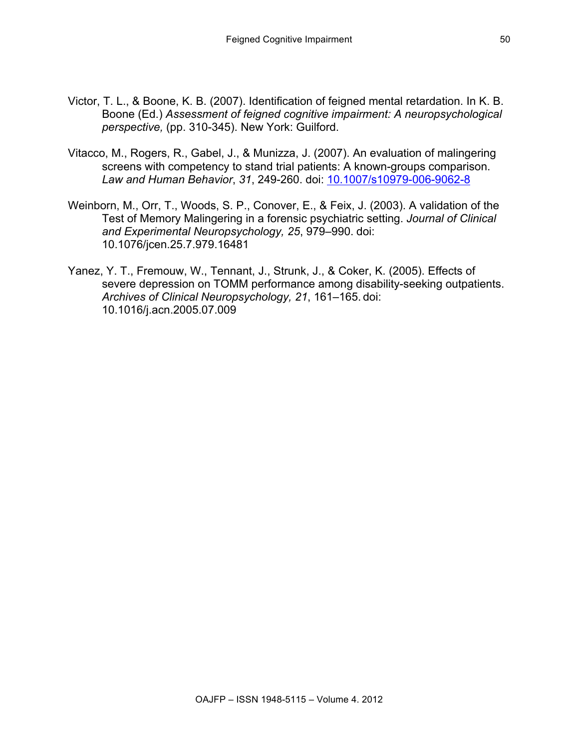Victor, T. L., & Boone, K. B. (2007). Identification of feigned mental retardation. In K. B. Boone (Ed.) *Assessment of feigned cognitive impairment: A neuropsychological perspective,* (pp. 310-345). New York: Guilford.

Vitacco, M., Rogers, R., Gabel, J., & Munizza, J. (2007). An evaluation of malingering screens with competency to stand trial patients: A known-groups comparison. *Law and Human Behavior*, *31*, 249-260. doi: 10.1007/s10979-006-9062-8

Weinborn, M., Orr, T., Woods, S. P., Conover, E., & Feix, J. (2003). A validation of the Test of Memory Malingering in a forensic psychiatric setting. *Journal of Clinical and Experimental Neuropsychology, 25*, 979–990. doi: 10.1076/jcen.25.7.979.16481

Yanez, Y. T., Fremouw, W., Tennant, J., Strunk, J., & Coker, K. (2005). Effects of severe depression on TOMM performance among disability-seeking outpatients. *Archives of Clinical Neuropsychology, 21*, 161–165. doi: 10.1016/j.acn.2005.07.009